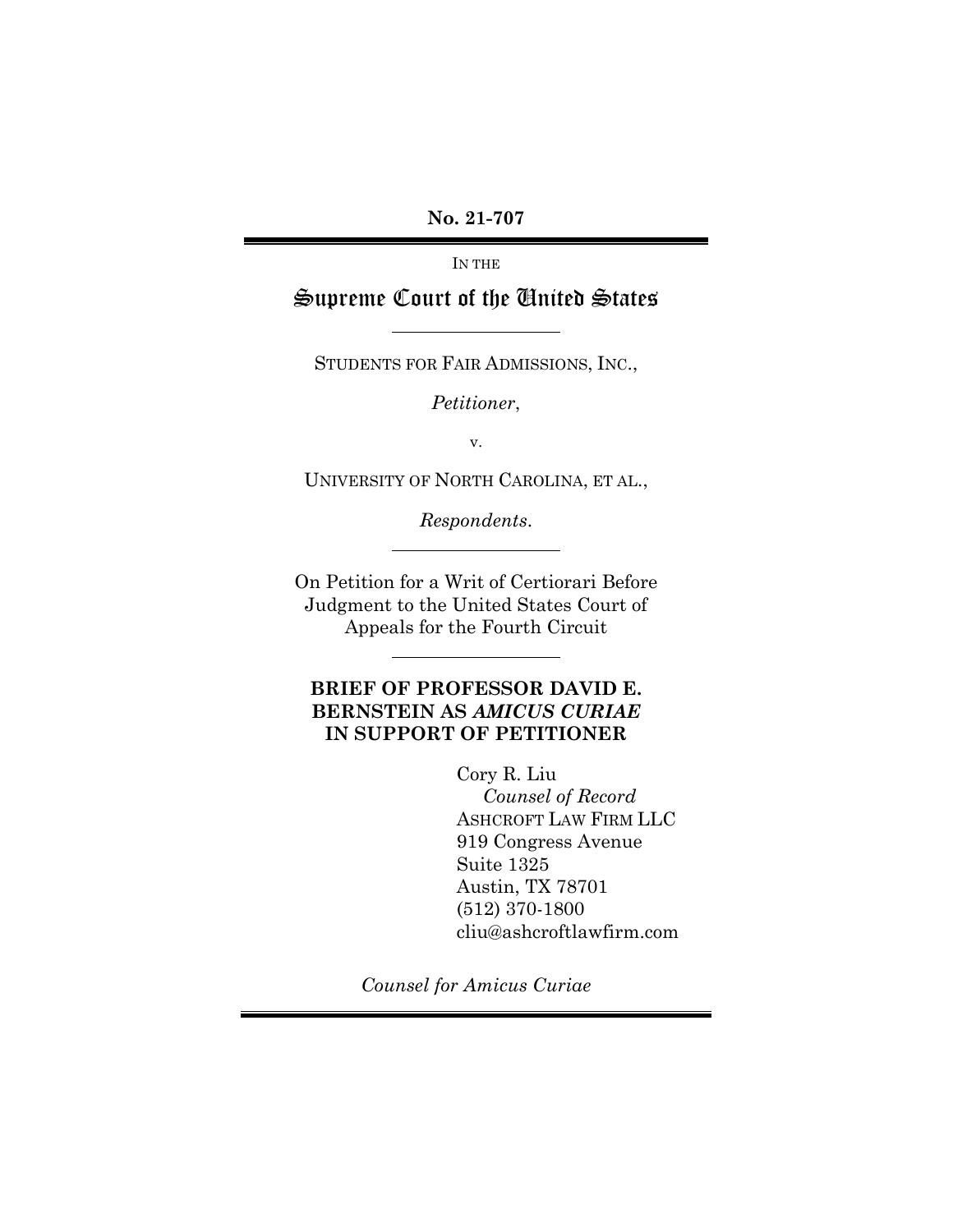**No. 21-707**

IN THE

# Supreme Court of the United States

STUDENTS FOR FAIR ADMISSIONS, INC.,

*Petitioner*,

v.

UNIVERSITY OF NORTH CAROLINA, ET AL.,

*Respondents*.

On Petition for a Writ of Certiorari Before Judgment to the United States Court of Appeals for the Fourth Circuit

## BRIEF OF PROFESSOR DAVID E. BERNSTEIN AS *AMICUS CURIAE* IN SUPPORT OF PETITIONER

Cory R. Liu
*Counsel of Record*
ASHCROFT LAW FIRM LLC
919 Congress Avenue
Suite 1325
Austin, TX 78701
(512) 370-1800
cliu@ashcroftlawfirm.com

*Counsel for Amicus Curiae*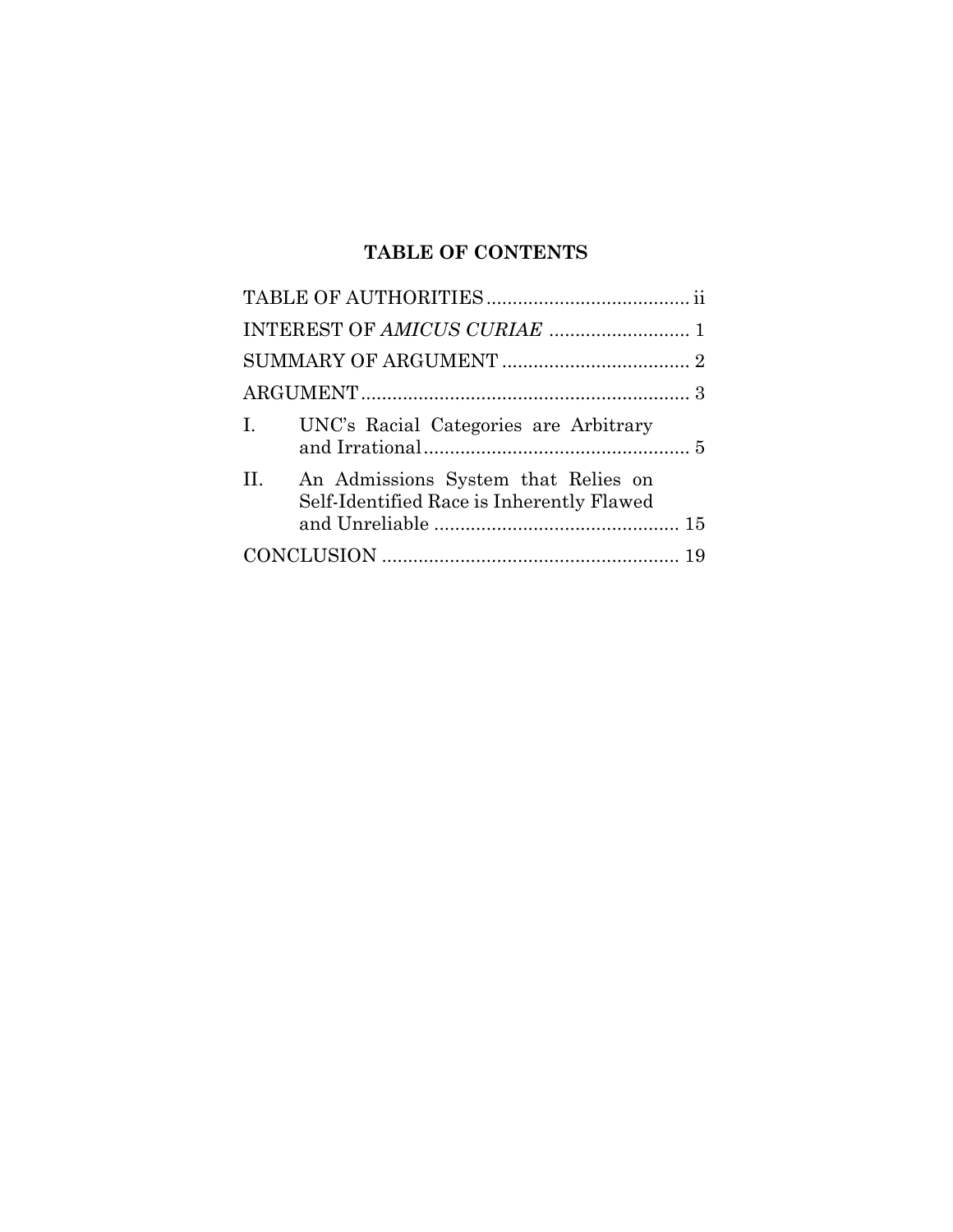## TABLE OF CONTENTS

TABLE OF AUTHORITIES ....................................... ii

INTEREST OF *AMICUS CURIAE* ........................... 1

SUMMARY OF ARGUMENT .................................... 2

ARGUMENT ............................................................... 3

I. UNC's Racial Categories are Arbitrary and Irrational ................................................... 5

II. An Admissions System that Relies on Self-Identified Race is Inherently Flawed and Unreliable ............................................... 15

CONCLUSION ......................................................... 19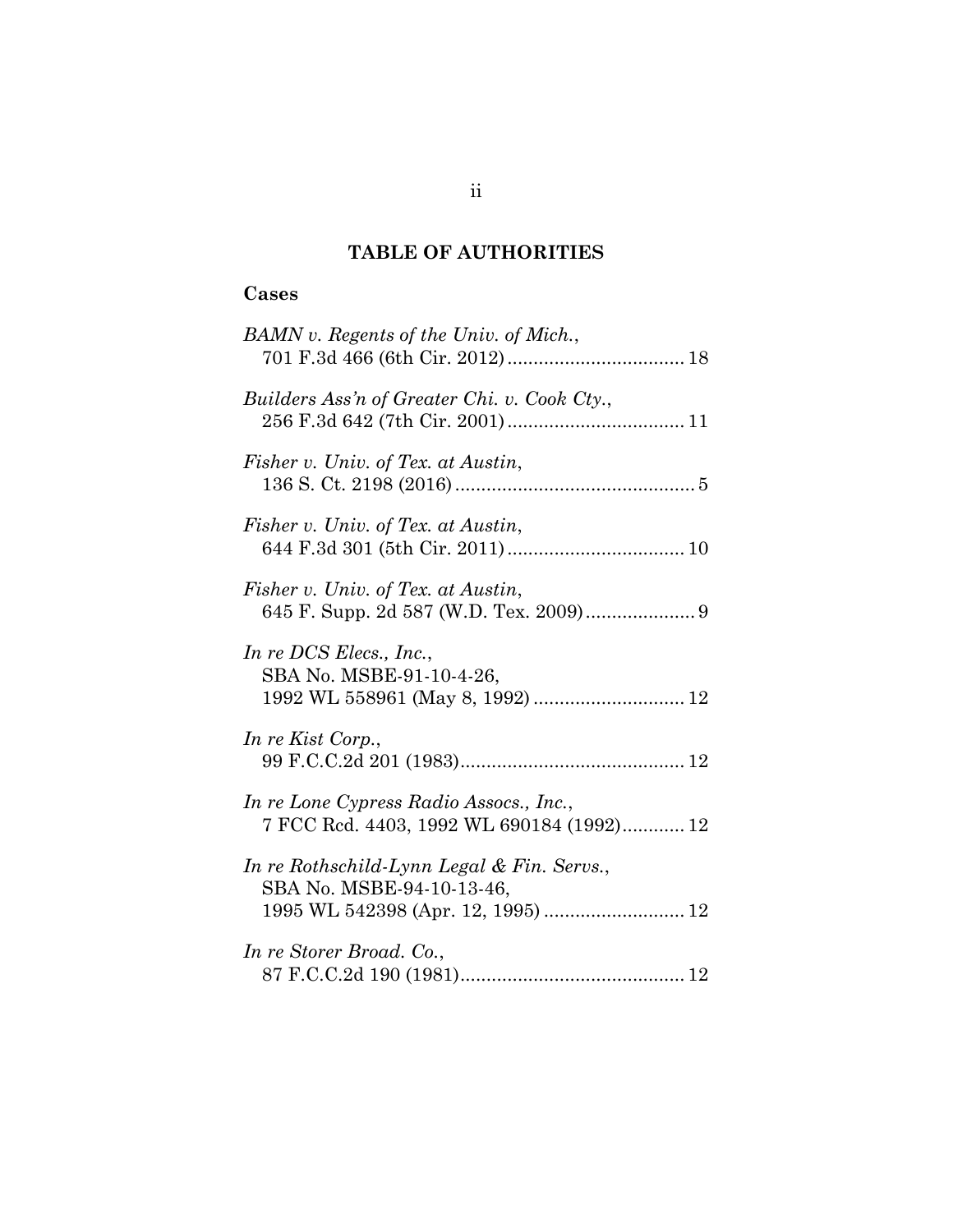# TABLE OF AUTHORITIES

## Cases

*BAMN v. Regents of the Univ. of Mich.*,
701 F.3d 466 (6th Cir. 2012) .................................. 18

*Builders Ass'n of Greater Chi. v. Cook Cty.*,
256 F.3d 642 (7th Cir. 2001) .................................. 11

*Fisher v. Univ. of Tex. at Austin*,
136 S. Ct. 2198 (2016) .............................................. 5

*Fisher v. Univ. of Tex. at Austin*,
644 F.3d 301 (5th Cir. 2011) .................................. 10

*Fisher v. Univ. of Tex. at Austin*,
645 F. Supp. 2d 587 (W.D. Tex. 2009) ..................... 9

*In re DCS Elecs., Inc.*,
SBA No. MSBE-91-10-4-26,
1992 WL 558961 (May 8, 1992) ............................. 12

*In re Kist Corp.*,
99 F.C.C.2d 201 (1983) ........................................... 12

*In re Lone Cypress Radio Assocs., Inc.*,
7 FCC Rcd. 4403, 1992 WL 690184 (1992) ............ 12

*In re Rothschild-Lynn Legal & Fin. Servs.*,
SBA No. MSBE-94-10-13-46,
1995 WL 542398 (Apr. 12, 1995) ........................... 12

*In re Storer Broad. Co.*,
87 F.C.C.2d 190 (1981) ........................................... 12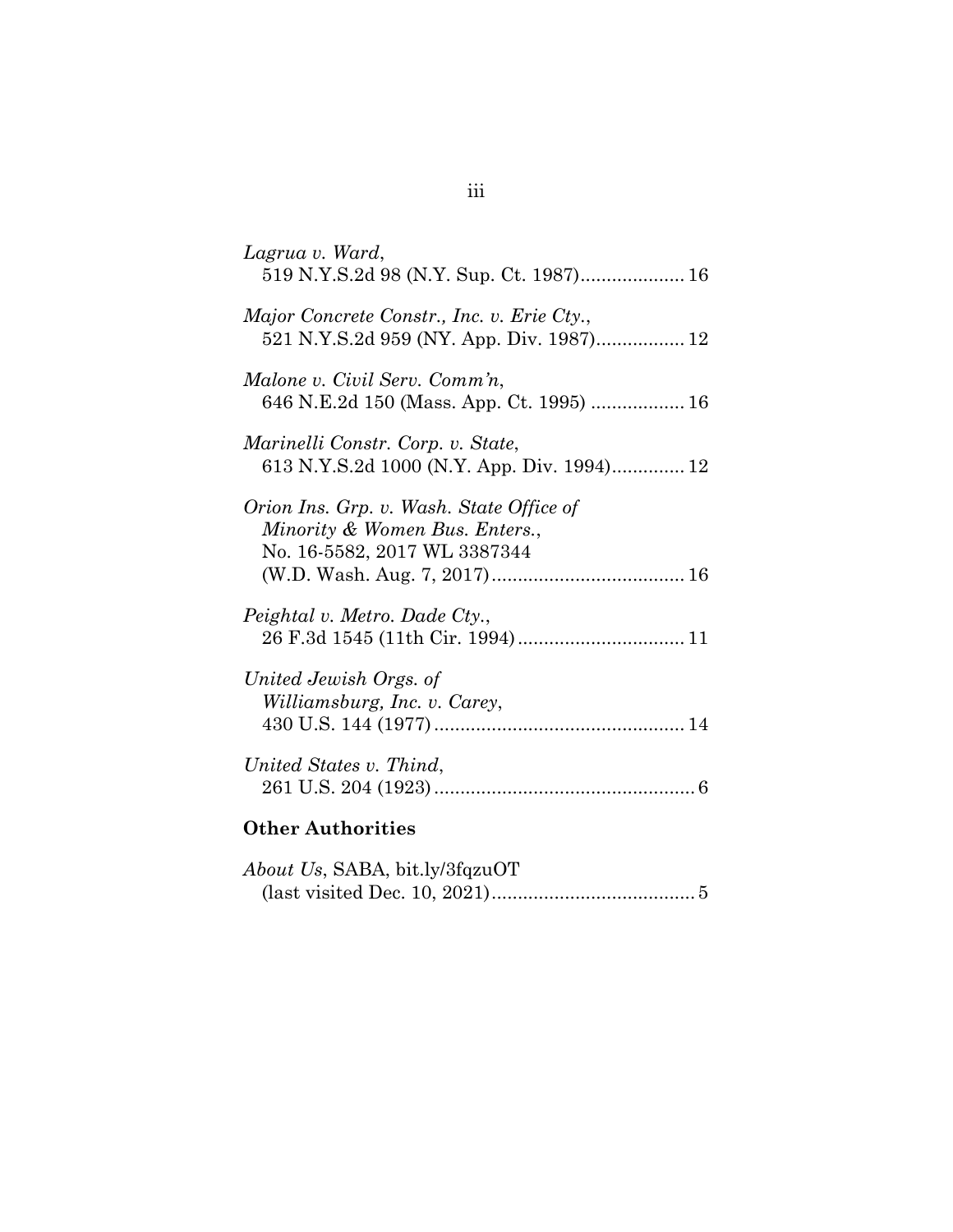*Lagrua v. Ward*,
519 N.Y.S.2d 98 (N.Y. Sup. Ct. 1987).................... 16

*Major Concrete Constr., Inc. v. Erie Cty.*,
521 N.Y.S.2d 959 (NY. App. Div. 1987)................. 12

*Malone v. Civil Serv. Comm'n*,
646 N.E.2d 150 (Mass. App. Ct. 1995) .................. 16

*Marinelli Constr. Corp. v. State*,
613 N.Y.S.2d 1000 (N.Y. App. Div. 1994).............. 12

*Orion Ins. Grp. v. Wash. State Office of Minority & Women Bus. Enters.*,
No. 16-5582, 2017 WL 3387344
(W.D. Wash. Aug. 7, 2017)..................................... 16

*Peightal v. Metro. Dade Cty.*,
26 F.3d 1545 (11th Cir. 1994)................................ 11

*United Jewish Orgs. of Williamsburg, Inc. v. Carey*,
430 U.S. 144 (1977)................................................ 14

*United States v. Thind*,
261 U.S. 204 (1923).................................................. 6

**Other Authorities**

*About Us*, SABA, bit.ly/3fqzuOT
(last visited Dec. 10, 2021)....................................... 5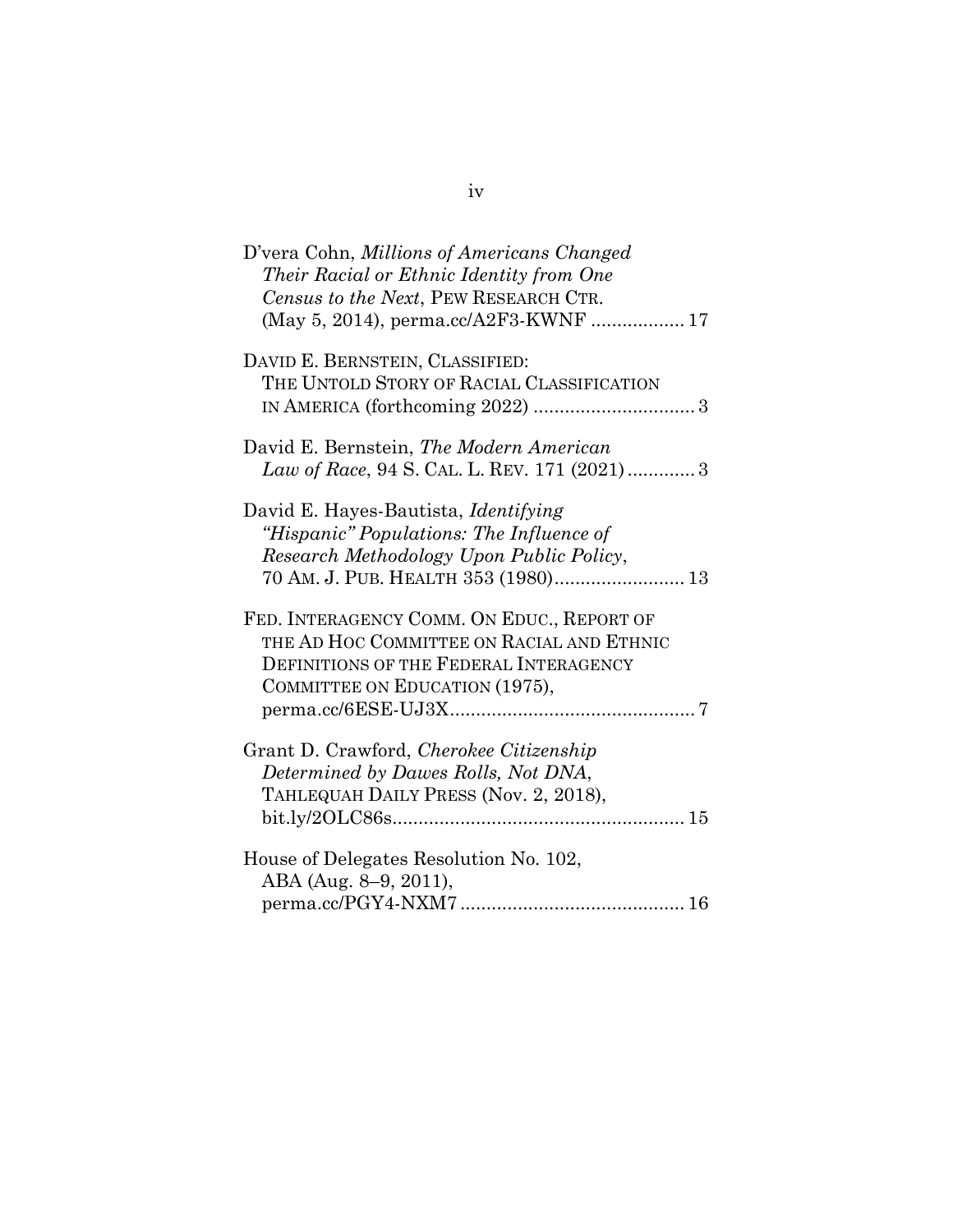D'vera Cohn, *Millions of Americans Changed Their Racial or Ethnic Identity from One Census to the Next*, PEW RESEARCH CTR. (May 5, 2014), perma.cc/A2F3-KWNF .................. 17

DAVID E. BERNSTEIN, CLASSIFIED: THE UNTOLD STORY OF RACIAL CLASSIFICATION IN AMERICA (forthcoming 2022) ............................... 3

David E. Bernstein, *The Modern American Law of Race*, 94 S. CAL. L. REV. 171 (2021) ............. 3

David E. Hayes-Bautista, *Identifying "Hispanic" Populations: The Influence of Research Methodology Upon Public Policy*, 70 AM. J. PUB. HEALTH 353 (1980)......................... 13

FED. INTERAGENCY COMM. ON EDUC., REPORT OF THE AD HOC COMMITTEE ON RACIAL AND ETHNIC DEFINITIONS OF THE FEDERAL INTERAGENCY COMMITTEE ON EDUCATION (1975), perma.cc/6ESE-UJ3X............................................... 7

Grant D. Crawford, *Cherokee Citizenship Determined by Dawes Rolls, Not DNA*, TAHLEQUAH DAILY PRESS (Nov. 2, 2018), bit.ly/2OLC86s........................................................ 15

House of Delegates Resolution No. 102, ABA (Aug. 8–9, 2011), perma.cc/PGY4-NXM7 ........................................... 16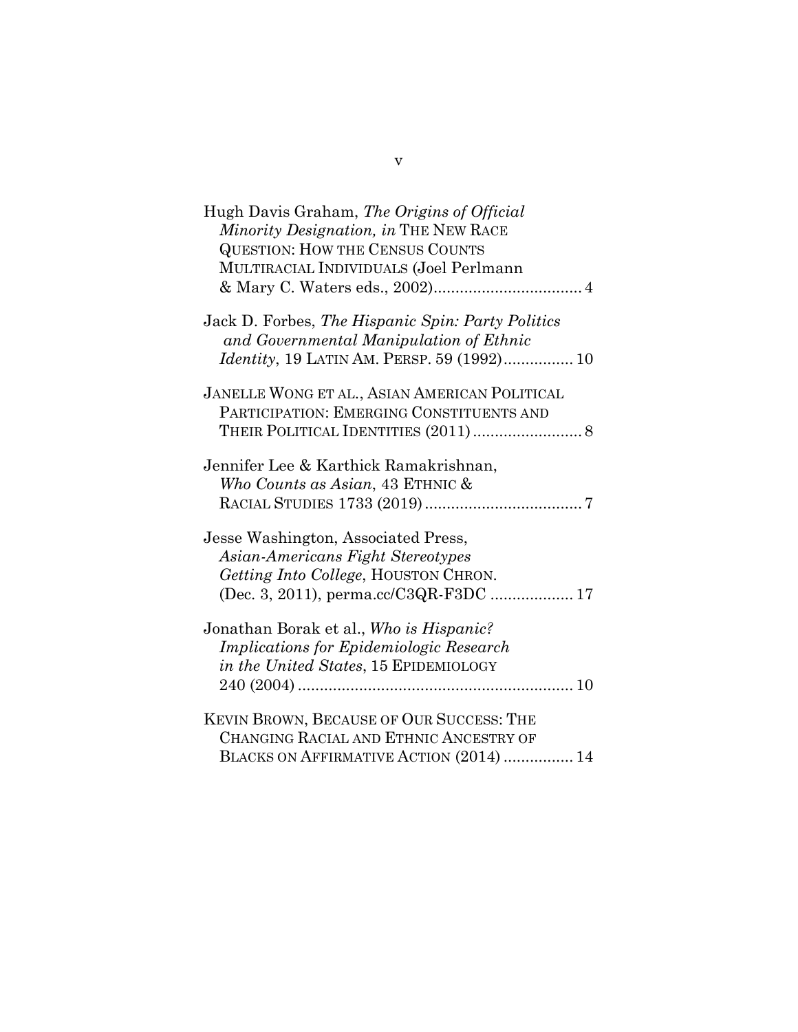Hugh Davis Graham, *The Origins of Official Minority Designation, in* THE NEW RACE QUESTION: HOW THE CENSUS COUNTS MULTIRACIAL INDIVIDUALS (Joel Perlmann & Mary C. Waters eds., 2002).................................. 4

Jack D. Forbes, *The Hispanic Spin: Party Politics and Governmental Manipulation of Ethnic Identity*, 19 LATIN AM. PERSP. 59 (1992)................ 10

JANELLE WONG ET AL., ASIAN AMERICAN POLITICAL PARTICIPATION: EMERGING CONSTITUENTS AND THEIR POLITICAL IDENTITIES (2011)......................... 8

Jennifer Lee & Karthick Ramakrishnan, *Who Counts as Asian*, 43 ETHNIC & RACIAL STUDIES 1733 (2019).................................... 7

Jesse Washington, Associated Press, *Asian-Americans Fight Stereotypes Getting Into College*, HOUSTON CHRON. (Dec. 3, 2011), perma.cc/C3QR-F3DC ................... 17

Jonathan Borak et al., *Who is Hispanic? Implications for Epidemiologic Research in the United States*, 15 EPIDEMIOLOGY 240 (2004)............................................................... 10

KEVIN BROWN, BECAUSE OF OUR SUCCESS: THE CHANGING RACIAL AND ETHNIC ANCESTRY OF BLACKS ON AFFIRMATIVE ACTION (2014) ................ 14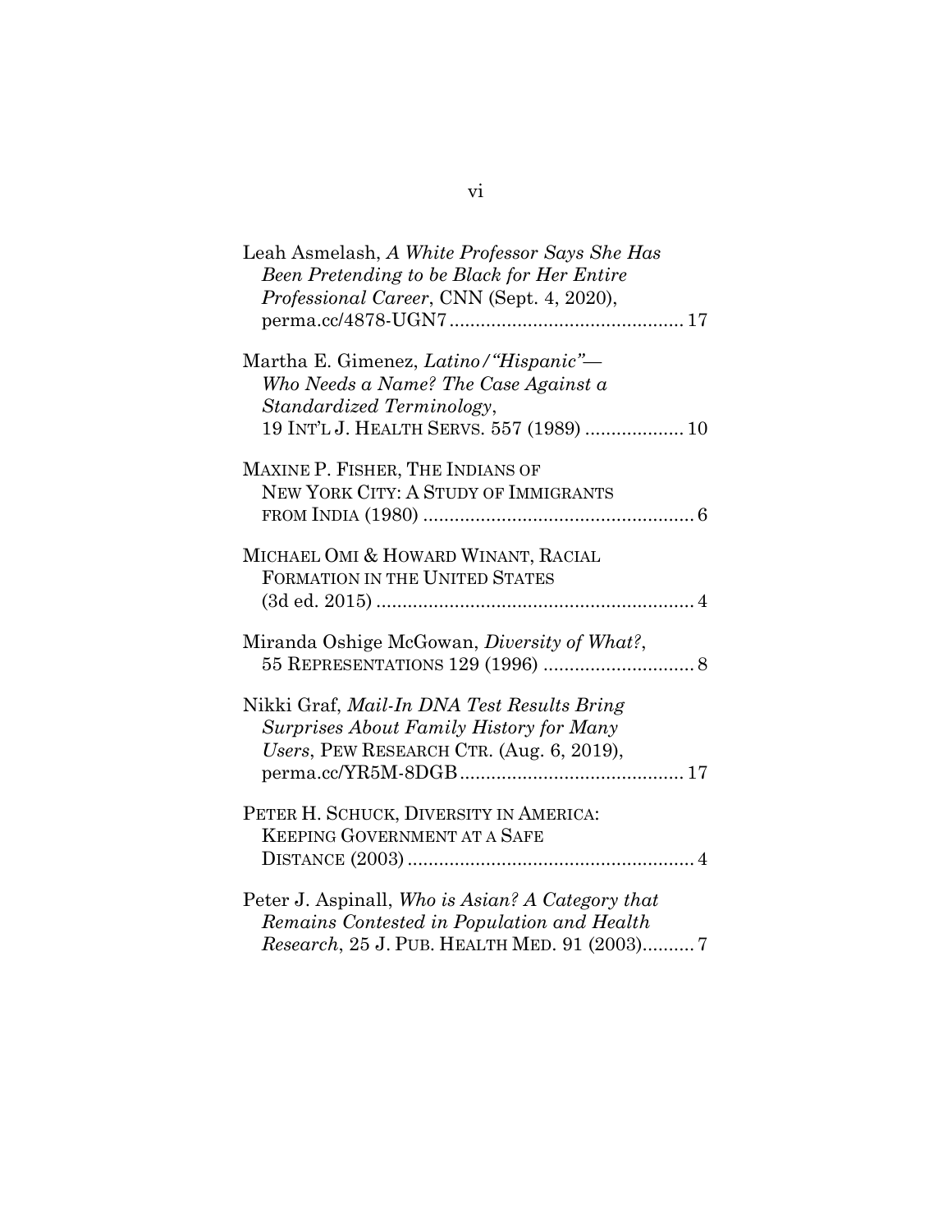Leah Asmelash, *A White Professor Says She Has Been Pretending to be Black for Her Entire Professional Career*, CNN (Sept. 4, 2020), perma.cc/4878-UGN7 ............................................ 17

Martha E. Gimenez, *Latino/"Hispanic"— Who Needs a Name? The Case Against a Standardized Terminology*, 19 INT'L J. HEALTH SERVS. 557 (1989) ................... 10

MAXINE P. FISHER, THE INDIANS OF NEW YORK CITY: A STUDY OF IMMIGRANTS FROM INDIA (1980) .................................................... 6

MICHAEL OMI & HOWARD WINANT, RACIAL FORMATION IN THE UNITED STATES (3d ed. 2015) ............................................................ 4

Miranda Oshige McGowan, *Diversity of What?*, 55 REPRESENTATIONS 129 (1996) ............................. 8

Nikki Graf, *Mail-In DNA Test Results Bring Surprises About Family History for Many Users*, PEW RESEARCH CTR. (Aug. 6, 2019), perma.cc/YR5M-8DGB........................................... 17

PETER H. SCHUCK, DIVERSITY IN AMERICA: KEEPING GOVERNMENT AT A SAFE DISTANCE (2003) ....................................................... 4

Peter J. Aspinall, *Who is Asian? A Category that Remains Contested in Population and Health Research*, 25 J. PUB. HEALTH MED. 91 (2003).......... 7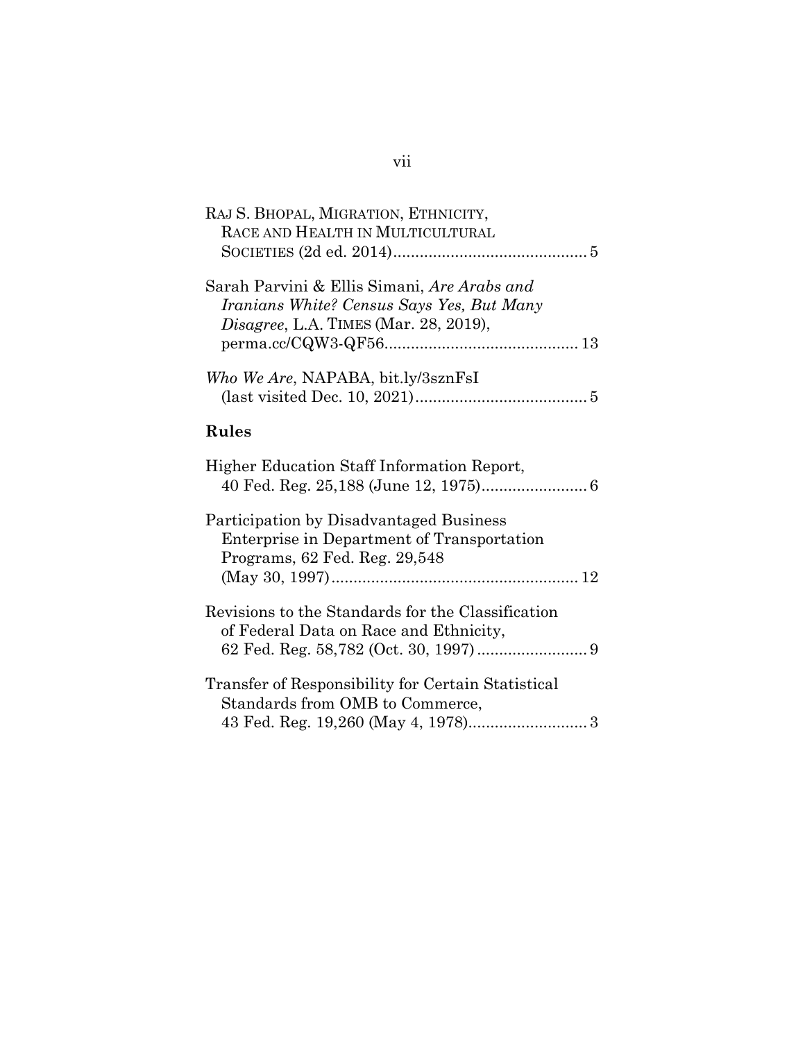RAJ S. BHOPAL, MIGRATION, ETHNICITY, RACE AND HEALTH IN MULTICULTURAL SOCIETIES (2d ed. 2014) .......................................... 5

Sarah Parvini & Ellis Simani, *Are Arabs and Iranians White? Census Says Yes, But Many Disagree*, L.A. TIMES (Mar. 28, 2019), perma.cc/CQW3-QF56 .......................................... 13

*Who We Are*, NAPABA, bit.ly/3sznFsI (last visited Dec. 10, 2021) .......................................... 5

## Rules

Higher Education Staff Information Report, 40 Fed. Reg. 25,188 (June 12, 1975) .......................... 6

Participation by Disadvantaged Business Enterprise in Department of Transportation Programs, 62 Fed. Reg. 29,548 (May 30, 1997) .......................................... 12

Revisions to the Standards for the Classification of Federal Data on Race and Ethnicity, 62 Fed. Reg. 58,782 (Oct. 30, 1997) .......................... 9

Transfer of Responsibility for Certain Statistical Standards from OMB to Commerce, 43 Fed. Reg. 19,260 (May 4, 1978) .......................... 3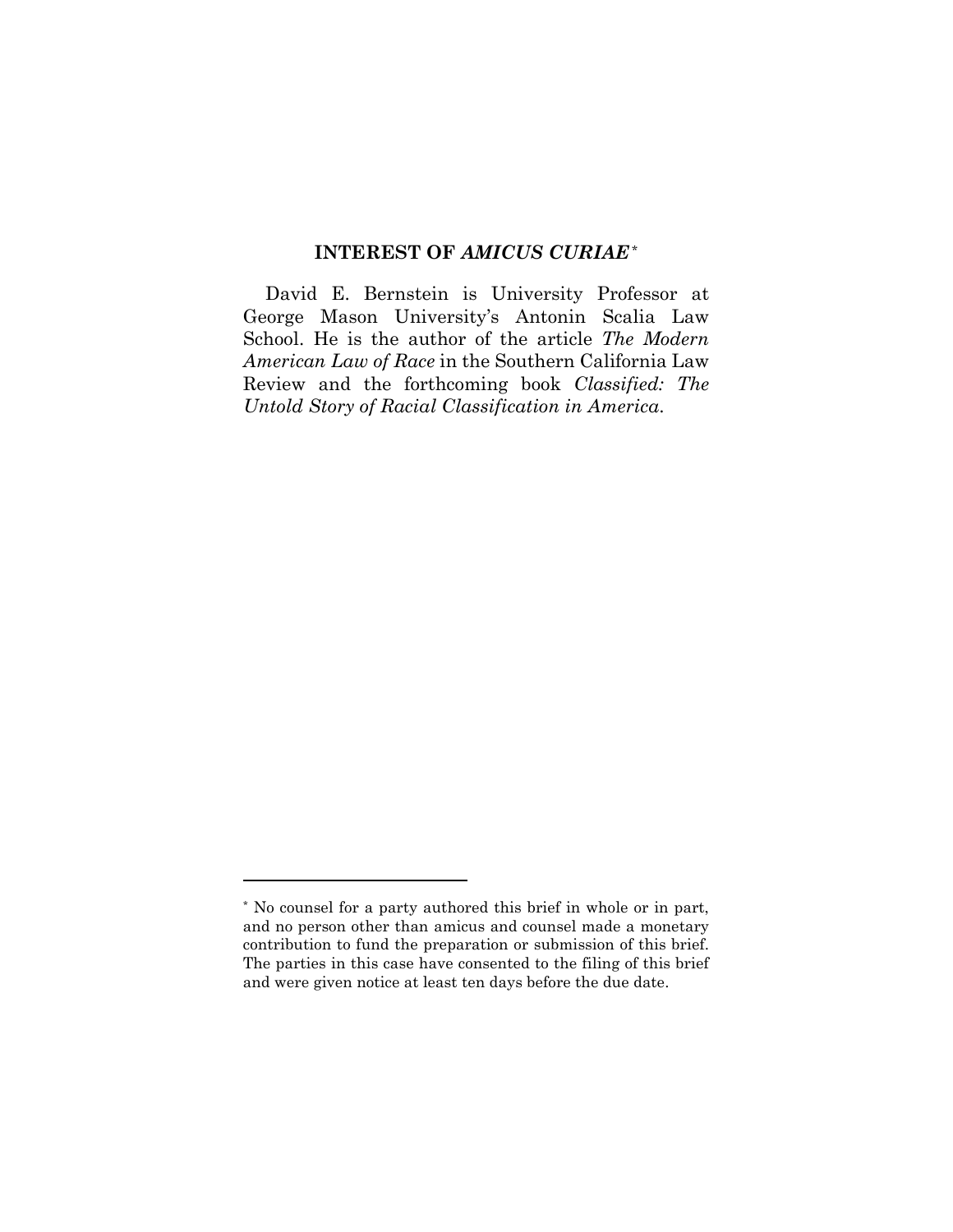## INTEREST OF *AMICUS CURIAE*[*]

David E. Bernstein is University Professor at George Mason University's Antonin Scalia Law School. He is the author of the article *The Modern American Law of Race* in the Southern California Law Review and the forthcoming book *Classified: The Untold Story of Racial Classification in America*.

---

[*] No counsel for a party authored this brief in whole or in part, and no person other than amicus and counsel made a monetary contribution to fund the preparation or submission of this brief. The parties in this case have consented to the filing of this brief and were given notice at least ten days before the due date.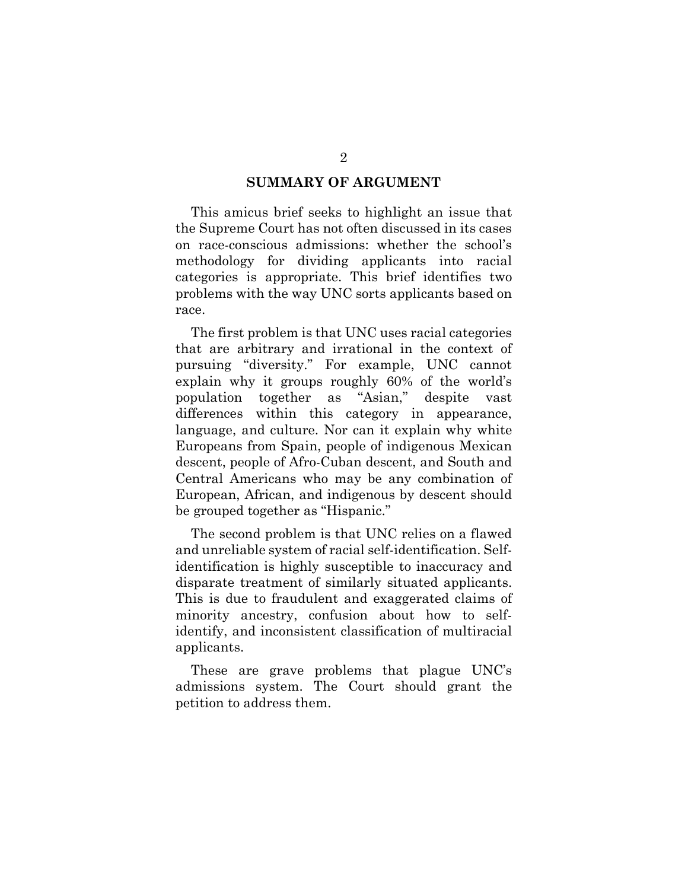## SUMMARY OF ARGUMENT

This amicus brief seeks to highlight an issue that the Supreme Court has not often discussed in its cases on race-conscious admissions: whether the school's methodology for dividing applicants into racial categories is appropriate. This brief identifies two problems with the way UNC sorts applicants based on race.

The first problem is that UNC uses racial categories that are arbitrary and irrational in the context of pursuing "diversity." For example, UNC cannot explain why it groups roughly 60% of the world's population together as "Asian," despite vast differences within this category in appearance, language, and culture. Nor can it explain why white Europeans from Spain, people of indigenous Mexican descent, people of Afro-Cuban descent, and South and Central Americans who may be any combination of European, African, and indigenous by descent should be grouped together as "Hispanic."

The second problem is that UNC relies on a flawed and unreliable system of racial self-identification. Self-identification is highly susceptible to inaccuracy and disparate treatment of similarly situated applicants. This is due to fraudulent and exaggerated claims of minority ancestry, confusion about how to self-identify, and inconsistent classification of multiracial applicants.

These are grave problems that plague UNC's admissions system. The Court should grant the petition to address them.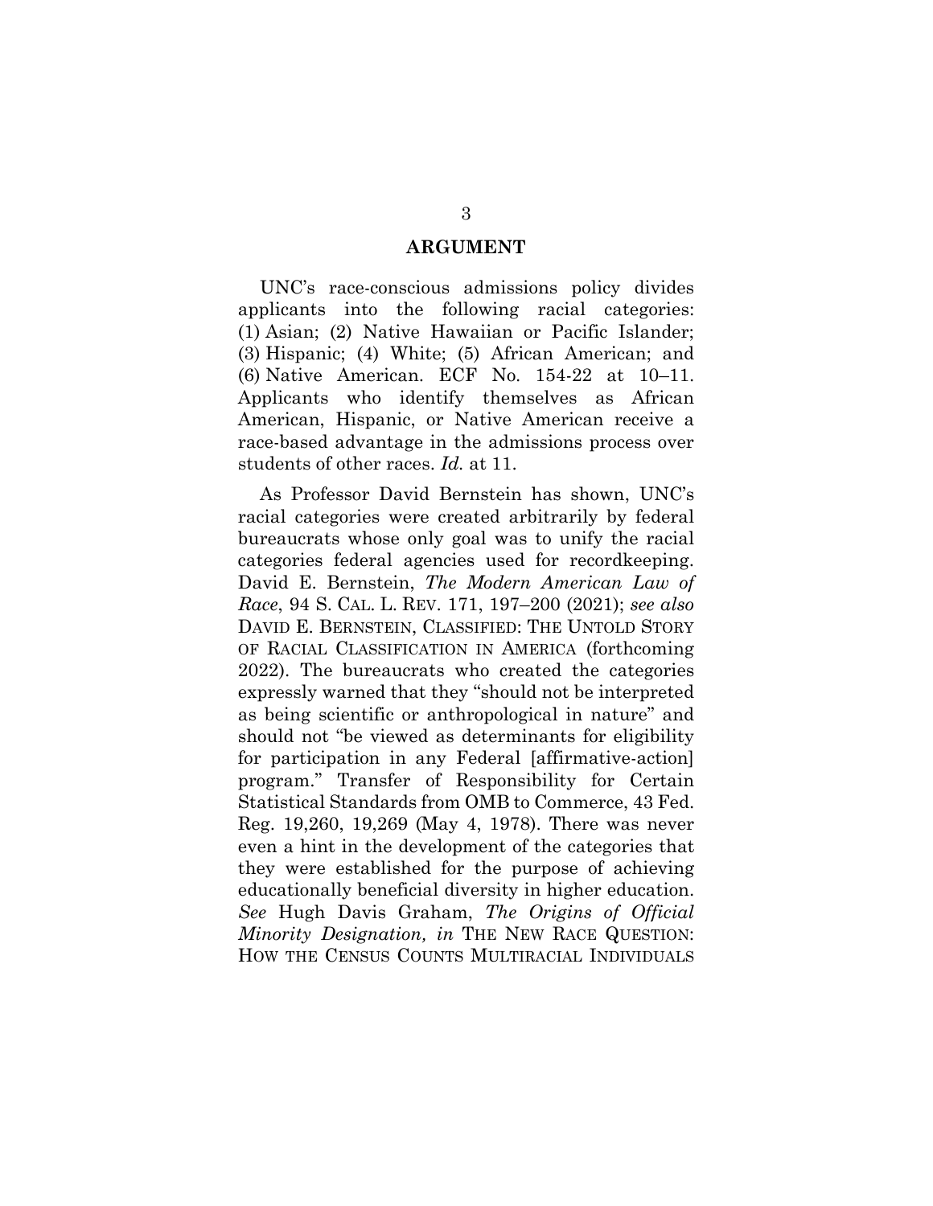## ARGUMENT

UNC's race-conscious admissions policy divides applicants into the following racial categories: (1) Asian; (2) Native Hawaiian or Pacific Islander; (3) Hispanic; (4) White; (5) African American; and (6) Native American. ECF No. 154-22 at 10–11. Applicants who identify themselves as African American, Hispanic, or Native American receive a race-based advantage in the admissions process over students of other races. *Id.* at 11.

As Professor David Bernstein has shown, UNC's racial categories were created arbitrarily by federal bureaucrats whose only goal was to unify the racial categories federal agencies used for recordkeeping. David E. Bernstein, *The Modern American Law of Race*, 94 S. CAL. L. REV. 171, 197–200 (2021); *see also* DAVID E. BERNSTEIN, CLASSIFIED: THE UNTOLD STORY OF RACIAL CLASSIFICATION IN AMERICA (forthcoming 2022). The bureaucrats who created the categories expressly warned that they "should not be interpreted as being scientific or anthropological in nature" and should not "be viewed as determinants for eligibility for participation in any Federal [affirmative-action] program." Transfer of Responsibility for Certain Statistical Standards from OMB to Commerce, 43 Fed. Reg. 19,260, 19,269 (May 4, 1978). There was never even a hint in the development of the categories that they were established for the purpose of achieving educationally beneficial diversity in higher education. *See* Hugh Davis Graham, *The Origins of Official Minority Designation, in* THE NEW RACE QUESTION: HOW THE CENSUS COUNTS MULTIRACIAL INDIVIDUALS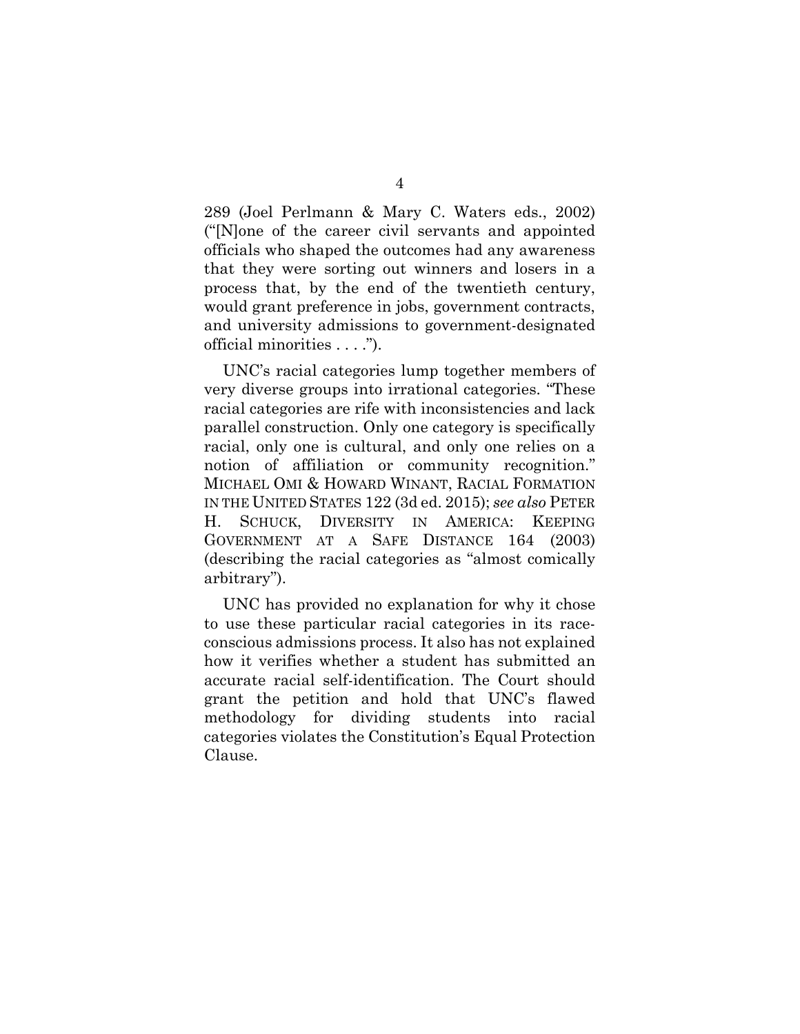289 (Joel Perlmann & Mary C. Waters eds., 2002) ("[N]one of the career civil servants and appointed officials who shaped the outcomes had any awareness that they were sorting out winners and losers in a process that, by the end of the twentieth century, would grant preference in jobs, government contracts, and university admissions to government-designated official minorities . . . .").

UNC's racial categories lump together members of very diverse groups into irrational categories. "These racial categories are rife with inconsistencies and lack parallel construction. Only one category is specifically racial, only one is cultural, and only one relies on a notion of affiliation or community recognition." MICHAEL OMI & HOWARD WINANT, RACIAL FORMATION IN THE UNITED STATES 122 (3d ed. 2015); *see also* PETER H. SCHUCK, DIVERSITY IN AMERICA: KEEPING GOVERNMENT AT A SAFE DISTANCE 164 (2003) (describing the racial categories as "almost comically arbitrary").

UNC has provided no explanation for why it chose to use these particular racial categories in its race-conscious admissions process. It also has not explained how it verifies whether a student has submitted an accurate racial self-identification. The Court should grant the petition and hold that UNC's flawed methodology for dividing students into racial categories violates the Constitution's Equal Protection Clause.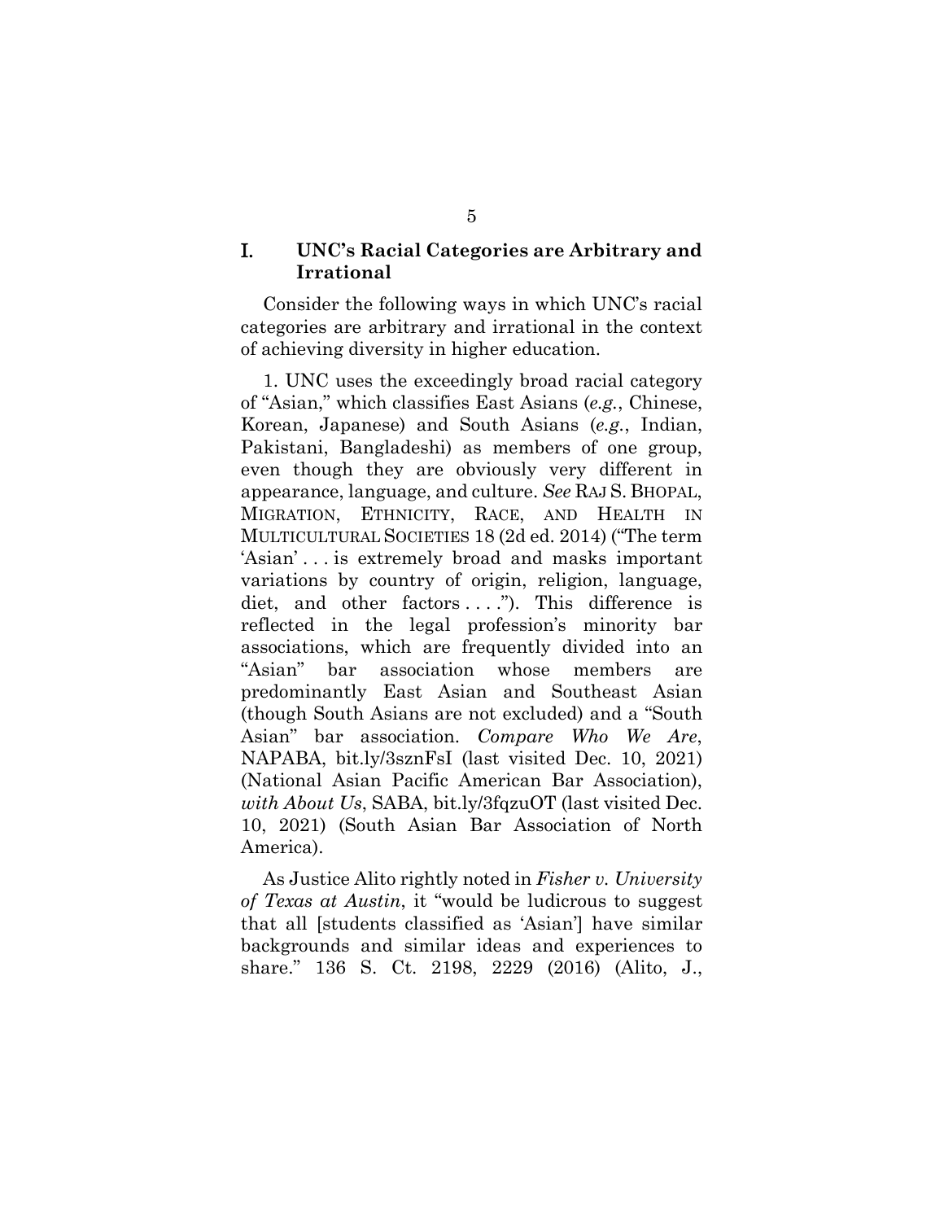## I. UNC's Racial Categories are Arbitrary and Irrational

Consider the following ways in which UNC's racial categories are arbitrary and irrational in the context of achieving diversity in higher education.

1. UNC uses the exceedingly broad racial category of "Asian," which classifies East Asians (*e.g.*, Chinese, Korean, Japanese) and South Asians (*e.g.*, Indian, Pakistani, Bangladeshi) as members of one group, even though they are obviously very different in appearance, language, and culture. *See* RAJ S. BHOPAL, MIGRATION, ETHNICITY, RACE, AND HEALTH IN MULTICULTURAL SOCIETIES 18 (2d ed. 2014) ("The term 'Asian' . . . is extremely broad and masks important variations by country of origin, religion, language, diet, and other factors . . . ."). This difference is reflected in the legal profession's minority bar associations, which are frequently divided into an "Asian" bar association whose members are predominantly East Asian and Southeast Asian (though South Asians are not excluded) and a "South Asian" bar association. *Compare Who We Are*, NAPABA, bit.ly/3sznFsI (last visited Dec. 10, 2021) (National Asian Pacific American Bar Association), *with About Us*, SABA, bit.ly/3fqzuOT (last visited Dec. 10, 2021) (South Asian Bar Association of North America).

As Justice Alito rightly noted in *Fisher v. University of Texas at Austin*, it "would be ludicrous to suggest that all [students classified as 'Asian'] have similar backgrounds and similar ideas and experiences to share." 136 S. Ct. 2198, 2229 (2016) (Alito, J.,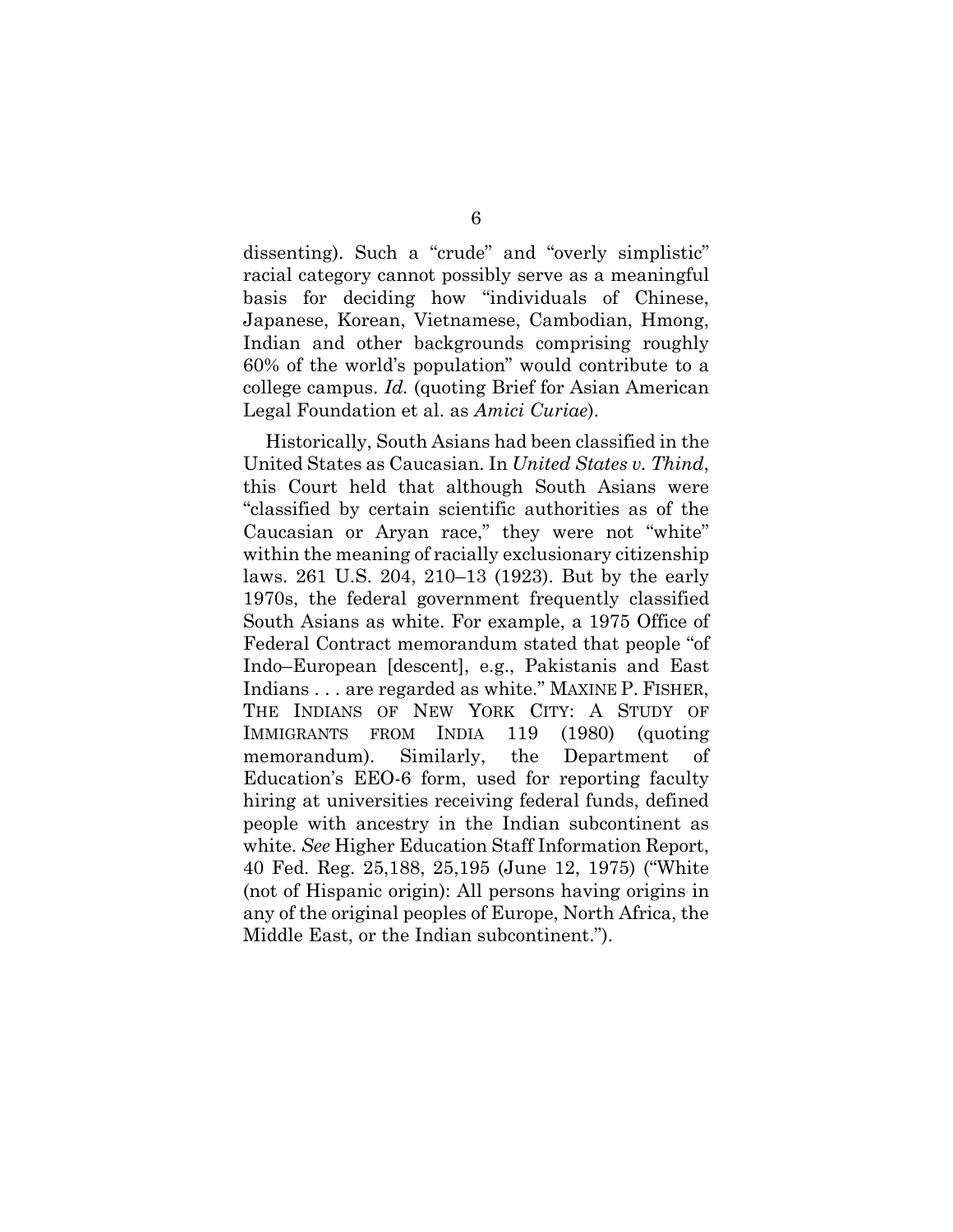dissenting). Such a "crude" and "overly simplistic" racial category cannot possibly serve as a meaningful basis for deciding how "individuals of Chinese, Japanese, Korean, Vietnamese, Cambodian, Hmong, Indian and other backgrounds comprising roughly 60% of the world's population" would contribute to a college campus. *Id.* (quoting Brief for Asian American Legal Foundation et al. as *Amici Curiae*).

Historically, South Asians had been classified in the United States as Caucasian. In *United States v. Thind*, this Court held that although South Asians were "classified by certain scientific authorities as of the Caucasian or Aryan race," they were not "white" within the meaning of racially exclusionary citizenship laws. 261 U.S. 204, 210–13 (1923). But by the early 1970s, the federal government frequently classified South Asians as white. For example, a 1975 Office of Federal Contract memorandum stated that people "of Indo–European [descent], e.g., Pakistanis and East Indians . . . are regarded as white." MAXINE P. FISHER, THE INDIANS OF NEW YORK CITY: A STUDY OF IMMIGRANTS FROM INDIA 119 (1980) (quoting memorandum). Similarly, the Department of Education's EEO-6 form, used for reporting faculty hiring at universities receiving federal funds, defined people with ancestry in the Indian subcontinent as white. *See* Higher Education Staff Information Report, 40 Fed. Reg. 25,188, 25,195 (June 12, 1975) ("White (not of Hispanic origin): All persons having origins in any of the original peoples of Europe, North Africa, the Middle East, or the Indian subcontinent.").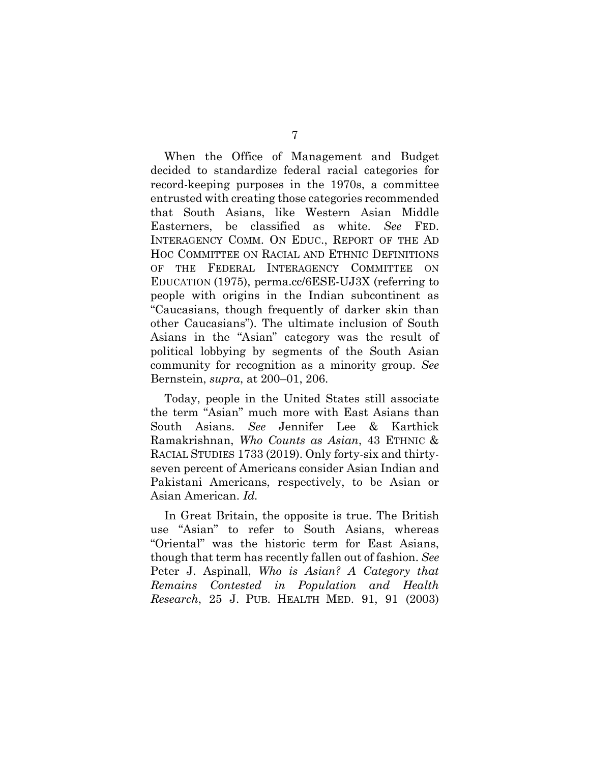When the Office of Management and Budget decided to standardize federal racial categories for record-keeping purposes in the 1970s, a committee entrusted with creating those categories recommended that South Asians, like Western Asian Middle Easterners, be classified as white. *See* FED. INTERAGENCY COMM. ON EDUC., REPORT OF THE AD HOC COMMITTEE ON RACIAL AND ETHNIC DEFINITIONS OF THE FEDERAL INTERAGENCY COMMITTEE ON EDUCATION (1975), perma.cc/6ESE-UJ3X (referring to people with origins in the Indian subcontinent as "Caucasians, though frequently of darker skin than other Caucasians"). The ultimate inclusion of South Asians in the "Asian" category was the result of political lobbying by segments of the South Asian community for recognition as a minority group. *See* Bernstein, *supra*, at 200–01, 206.

Today, people in the United States still associate the term "Asian" much more with East Asians than South Asians. *See* Jennifer Lee & Karthick Ramakrishnan, *Who Counts as Asian*, 43 ETHNIC & RACIAL STUDIES 1733 (2019). Only forty-six and thirty-seven percent of Americans consider Asian Indian and Pakistani Americans, respectively, to be Asian or Asian American. *Id.*

In Great Britain, the opposite is true. The British use "Asian" to refer to South Asians, whereas "Oriental" was the historic term for East Asians, though that term has recently fallen out of fashion. *See* Peter J. Aspinall, *Who is Asian? A Category that Remains Contested in Population and Health Research*, 25 J. PUB. HEALTH MED. 91, 91 (2003)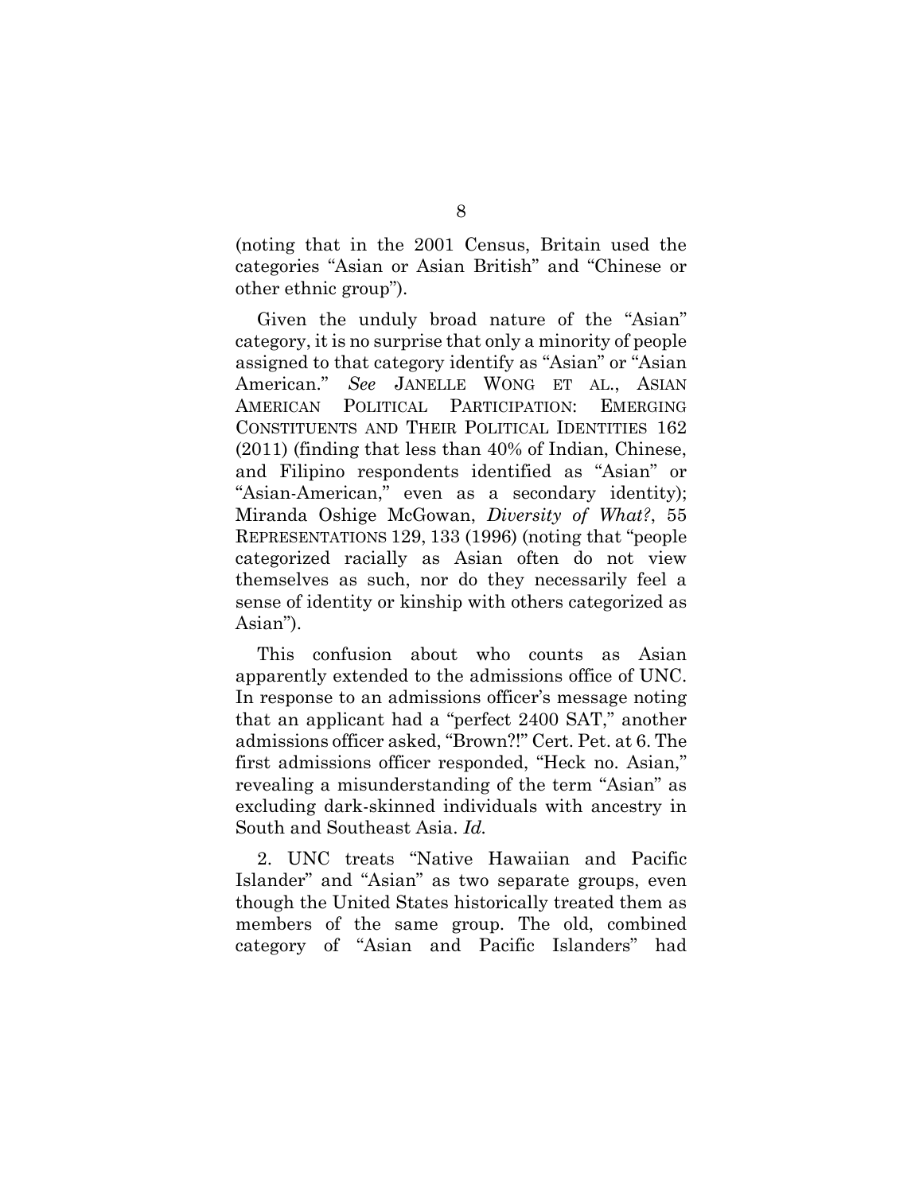(noting that in the 2001 Census, Britain used the categories "Asian or Asian British" and "Chinese or other ethnic group").

Given the unduly broad nature of the "Asian" category, it is no surprise that only a minority of people assigned to that category identify as "Asian" or "Asian American." *See* JANELLE WONG ET AL., ASIAN AMERICAN POLITICAL PARTICIPATION: EMERGING CONSTITUENTS AND THEIR POLITICAL IDENTITIES 162 (2011) (finding that less than 40% of Indian, Chinese, and Filipino respondents identified as "Asian" or "Asian-American," even as a secondary identity); Miranda Oshige McGowan, *Diversity of What?*, 55 REPRESENTATIONS 129, 133 (1996) (noting that "people categorized racially as Asian often do not view themselves as such, nor do they necessarily feel a sense of identity or kinship with others categorized as Asian").

This confusion about who counts as Asian apparently extended to the admissions office of UNC. In response to an admissions officer's message noting that an applicant had a "perfect 2400 SAT," another admissions officer asked, "Brown?!" Cert. Pet. at 6. The first admissions officer responded, "Heck no. Asian," revealing a misunderstanding of the term "Asian" as excluding dark-skinned individuals with ancestry in South and Southeast Asia. *Id.*

2. UNC treats "Native Hawaiian and Pacific Islander" and "Asian" as two separate groups, even though the United States historically treated them as members of the same group. The old, combined category of "Asian and Pacific Islanders" had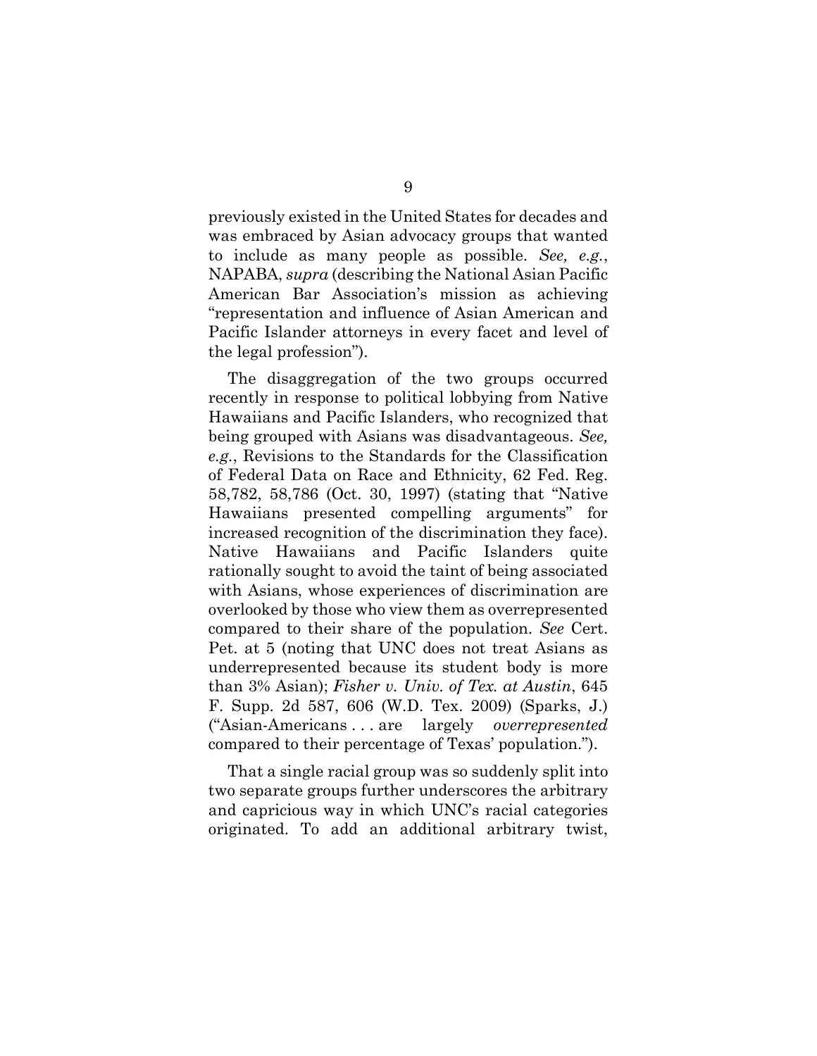previously existed in the United States for decades and was embraced by Asian advocacy groups that wanted to include as many people as possible. *See, e.g.*, NAPABA, *supra* (describing the National Asian Pacific American Bar Association's mission as achieving "representation and influence of Asian American and Pacific Islander attorneys in every facet and level of the legal profession").

The disaggregation of the two groups occurred recently in response to political lobbying from Native Hawaiians and Pacific Islanders, who recognized that being grouped with Asians was disadvantageous. *See, e.g.*, Revisions to the Standards for the Classification of Federal Data on Race and Ethnicity, 62 Fed. Reg. 58,782, 58,786 (Oct. 30, 1997) (stating that "Native Hawaiians presented compelling arguments" for increased recognition of the discrimination they face). Native Hawaiians and Pacific Islanders quite rationally sought to avoid the taint of being associated with Asians, whose experiences of discrimination are overlooked by those who view them as overrepresented compared to their share of the population. *See* Cert. Pet. at 5 (noting that UNC does not treat Asians as underrepresented because its student body is more than 3% Asian); *Fisher v. Univ. of Tex. at Austin*, 645 F. Supp. 2d 587, 606 (W.D. Tex. 2009) (Sparks, J.) ("Asian-Americans . . . are largely *overrepresented* compared to their percentage of Texas' population.").

That a single racial group was so suddenly split into two separate groups further underscores the arbitrary and capricious way in which UNC's racial categories originated. To add an additional arbitrary twist,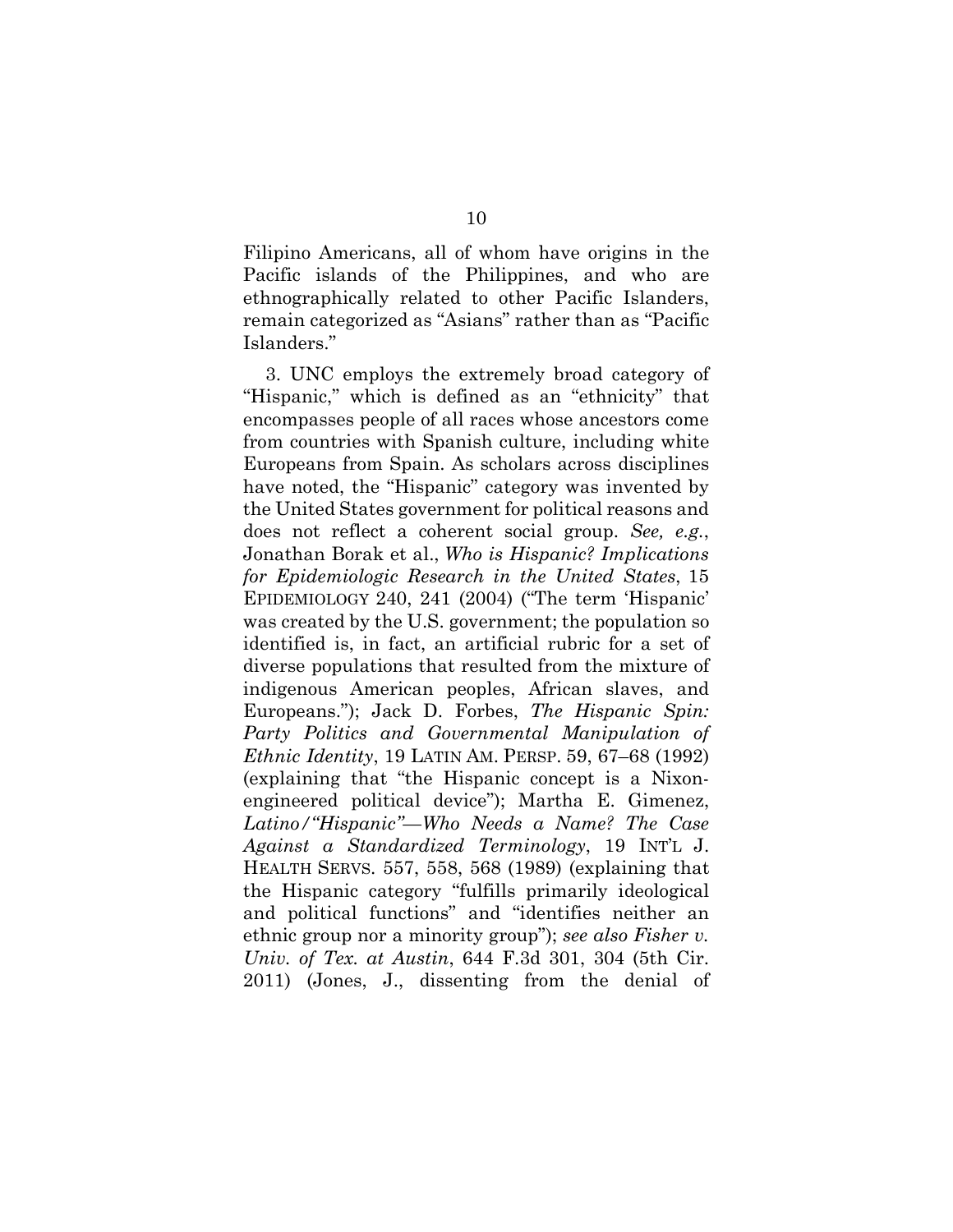Filipino Americans, all of whom have origins in the Pacific islands of the Philippines, and who are ethnographically related to other Pacific Islanders, remain categorized as "Asians" rather than as "Pacific Islanders."

3. UNC employs the extremely broad category of "Hispanic," which is defined as an "ethnicity" that encompasses people of all races whose ancestors come from countries with Spanish culture, including white Europeans from Spain. As scholars across disciplines have noted, the "Hispanic" category was invented by the United States government for political reasons and does not reflect a coherent social group. *See, e.g.*, Jonathan Borak et al., *Who is Hispanic? Implications for Epidemiologic Research in the United States*, 15 EPIDEMIOLOGY 240, 241 (2004) ("The term 'Hispanic' was created by the U.S. government; the population so identified is, in fact, an artificial rubric for a set of diverse populations that resulted from the mixture of indigenous American peoples, African slaves, and Europeans."); Jack D. Forbes, *The Hispanic Spin: Party Politics and Governmental Manipulation of Ethnic Identity*, 19 LATIN AM. PERSP. 59, 67–68 (1992) (explaining that "the Hispanic concept is a Nixon-engineered political device"); Martha E. Gimenez, *Latino/"Hispanic"—Who Needs a Name? The Case Against a Standardized Terminology*, 19 INT'L J. HEALTH SERVS. 557, 558, 568 (1989) (explaining that the Hispanic category "fulfills primarily ideological and political functions" and "identifies neither an ethnic group nor a minority group"); *see also Fisher v. Univ. of Tex. at Austin*, 644 F.3d 301, 304 (5th Cir. 2011) (Jones, J., dissenting from the denial of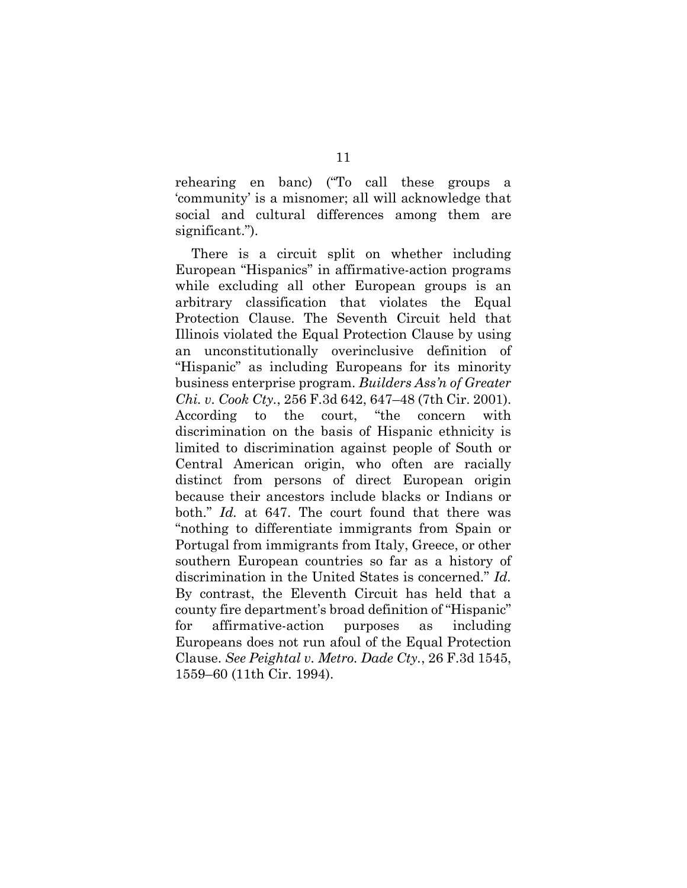rehearing en banc) ("To call these groups a 'community' is a misnomer; all will acknowledge that social and cultural differences among them are significant.").

There is a circuit split on whether including European "Hispanics" in affirmative-action programs while excluding all other European groups is an arbitrary classification that violates the Equal Protection Clause. The Seventh Circuit held that Illinois violated the Equal Protection Clause by using an unconstitutionally overinclusive definition of "Hispanic" as including Europeans for its minority business enterprise program. *Builders Ass'n of Greater Chi. v. Cook Cty.*, 256 F.3d 642, 647–48 (7th Cir. 2001). According to the court, "the concern with discrimination on the basis of Hispanic ethnicity is limited to discrimination against people of South or Central American origin, who often are racially distinct from persons of direct European origin because their ancestors include blacks or Indians or both." *Id.* at 647. The court found that there was "nothing to differentiate immigrants from Spain or Portugal from immigrants from Italy, Greece, or other southern European countries so far as a history of discrimination in the United States is concerned." *Id.* By contrast, the Eleventh Circuit has held that a county fire department's broad definition of "Hispanic" for affirmative-action purposes as including Europeans does not run afoul of the Equal Protection Clause. *See Peightal v. Metro. Dade Cty.*, 26 F.3d 1545, 1559–60 (11th Cir. 1994).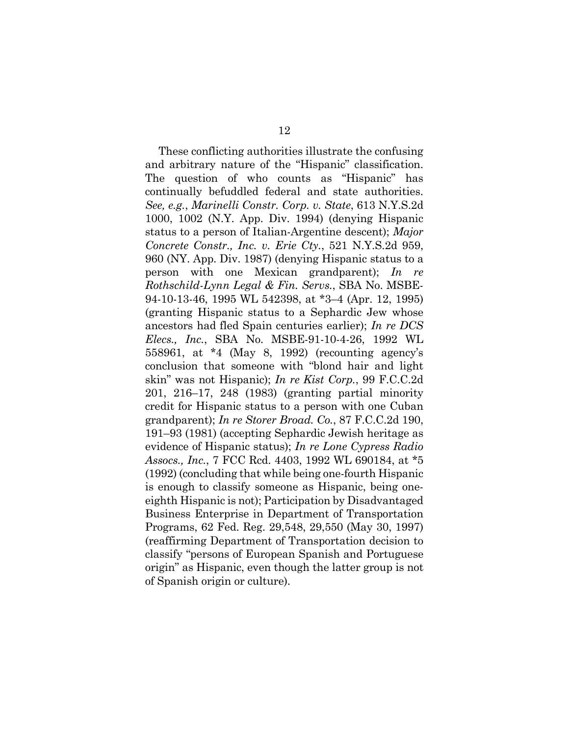These conflicting authorities illustrate the confusing and arbitrary nature of the "Hispanic" classification. The question of who counts as "Hispanic" has continually befuddled federal and state authorities. *See, e.g.*, *Marinelli Constr. Corp. v. State*, 613 N.Y.S.2d 1000, 1002 (N.Y. App. Div. 1994) (denying Hispanic status to a person of Italian-Argentine descent); *Major Concrete Constr., Inc. v. Erie Cty.*, 521 N.Y.S.2d 959, 960 (NY. App. Div. 1987) (denying Hispanic status to a person with one Mexican grandparent); *In re Rothschild-Lynn Legal & Fin. Servs.*, SBA No. MSBE-94-10-13-46, 1995 WL 542398, at *3–4 (Apr. 12, 1995) (granting Hispanic status to a Sephardic Jew whose ancestors had fled Spain centuries earlier); *In re DCS Elecs., Inc.*, SBA No. MSBE-91-10-4-26, 1992 WL 558961, at *4 (May 8, 1992) (recounting agency's conclusion that someone with "blond hair and light skin" was not Hispanic); *In re Kist Corp.*, 99 F.C.C.2d 201, 216–17, 248 (1983) (granting partial minority credit for Hispanic status to a person with one Cuban grandparent); *In re Storer Broad. Co.*, 87 F.C.C.2d 190, 191–93 (1981) (accepting Sephardic Jewish heritage as evidence of Hispanic status); *In re Lone Cypress Radio Assocs., Inc.*, 7 FCC Rcd. 4403, 1992 WL 690184, at *5 (1992) (concluding that while being one-fourth Hispanic is enough to classify someone as Hispanic, being one-eighth Hispanic is not); Participation by Disadvantaged Business Enterprise in Department of Transportation Programs, 62 Fed. Reg. 29,548, 29,550 (May 30, 1997) (reaffirming Department of Transportation decision to classify "persons of European Spanish and Portuguese origin" as Hispanic, even though the latter group is not of Spanish origin or culture).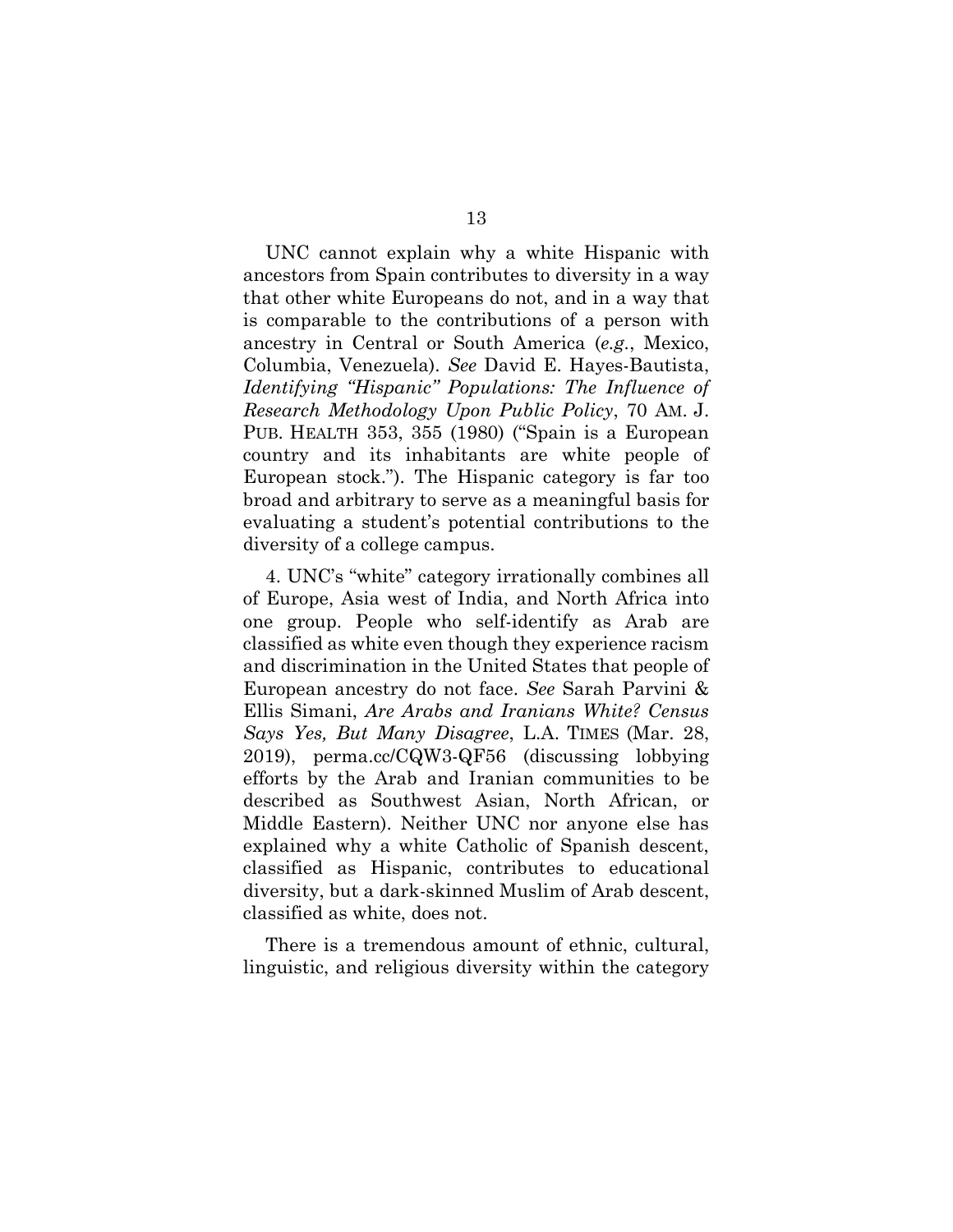UNC cannot explain why a white Hispanic with ancestors from Spain contributes to diversity in a way that other white Europeans do not, and in a way that is comparable to the contributions of a person with ancestry in Central or South America (*e.g.*, Mexico, Columbia, Venezuela). *See* David E. Hayes-Bautista, *Identifying "Hispanic" Populations: The Influence of Research Methodology Upon Public Policy*, 70 AM. J. PUB. HEALTH 353, 355 (1980) ("Spain is a European country and its inhabitants are white people of European stock."). The Hispanic category is far too broad and arbitrary to serve as a meaningful basis for evaluating a student's potential contributions to the diversity of a college campus.

4. UNC's "white" category irrationally combines all of Europe, Asia west of India, and North Africa into one group. People who self-identify as Arab are classified as white even though they experience racism and discrimination in the United States that people of European ancestry do not face. *See* Sarah Parvini & Ellis Simani, *Are Arabs and Iranians White? Census Says Yes, But Many Disagree*, L.A. TIMES (Mar. 28, 2019), perma.cc/CQW3-QF56 (discussing lobbying efforts by the Arab and Iranian communities to be described as Southwest Asian, North African, or Middle Eastern). Neither UNC nor anyone else has explained why a white Catholic of Spanish descent, classified as Hispanic, contributes to educational diversity, but a dark-skinned Muslim of Arab descent, classified as white, does not.

There is a tremendous amount of ethnic, cultural, linguistic, and religious diversity within the category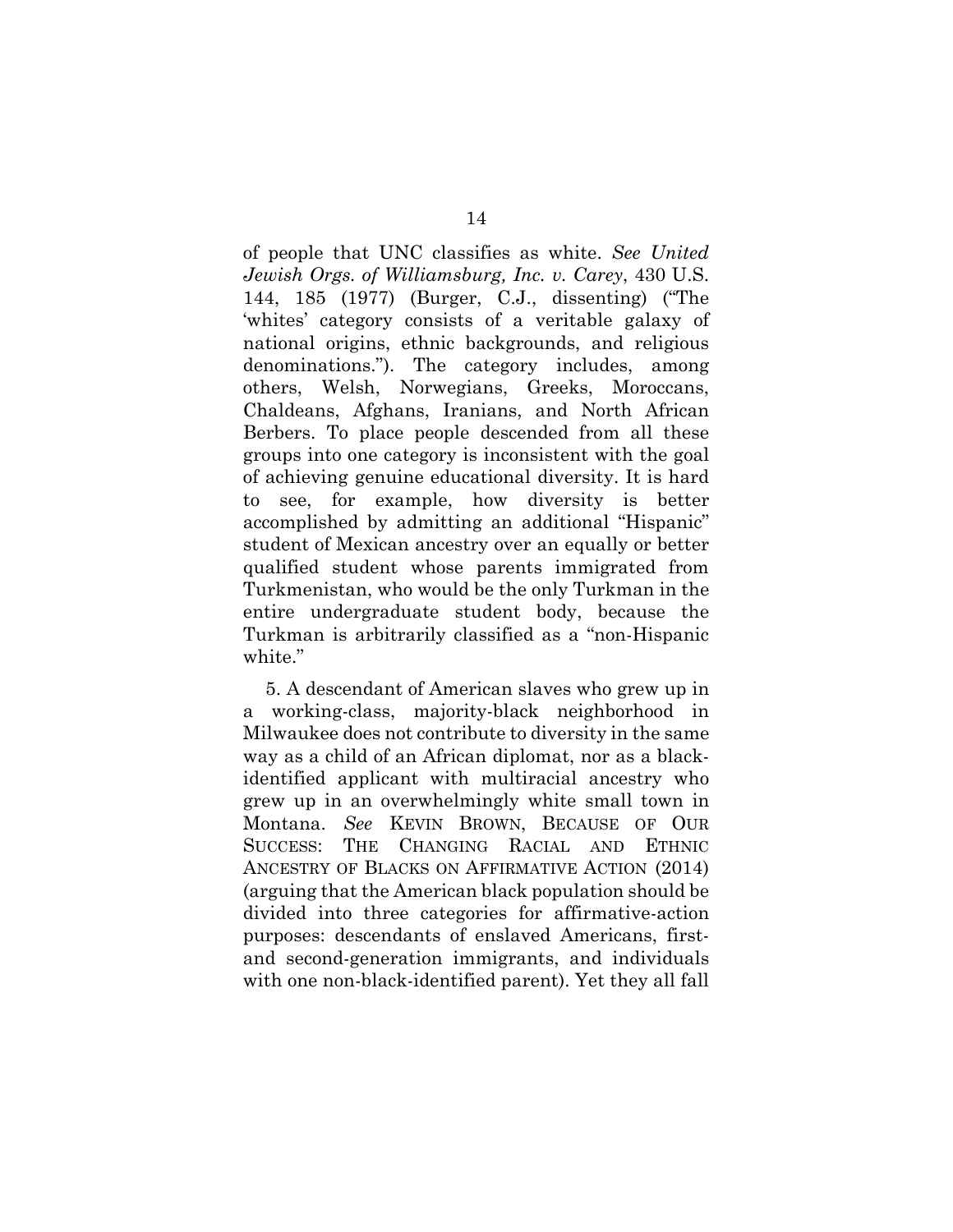of people that UNC classifies as white. *See United Jewish Orgs. of Williamsburg, Inc. v. Carey*, 430 U.S. 144, 185 (1977) (Burger, C.J., dissenting) ("The 'whites' category consists of a veritable galaxy of national origins, ethnic backgrounds, and religious denominations."). The category includes, among others, Welsh, Norwegians, Greeks, Moroccans, Chaldeans, Afghans, Iranians, and North African Berbers. To place people descended from all these groups into one category is inconsistent with the goal of achieving genuine educational diversity. It is hard to see, for example, how diversity is better accomplished by admitting an additional "Hispanic" student of Mexican ancestry over an equally or better qualified student whose parents immigrated from Turkmenistan, who would be the only Turkman in the entire undergraduate student body, because the Turkman is arbitrarily classified as a "non-Hispanic white."

5. A descendant of American slaves who grew up in a working-class, majority-black neighborhood in Milwaukee does not contribute to diversity in the same way as a child of an African diplomat, nor as a black-identified applicant with multiracial ancestry who grew up in an overwhelmingly white small town in Montana. *See* KEVIN BROWN, BECAUSE OF OUR SUCCESS: THE CHANGING RACIAL AND ETHNIC ANCESTRY OF BLACKS ON AFFIRMATIVE ACTION (2014) (arguing that the American black population should be divided into three categories for affirmative-action purposes: descendants of enslaved Americans, first- and second-generation immigrants, and individuals with one non-black-identified parent). Yet they all fall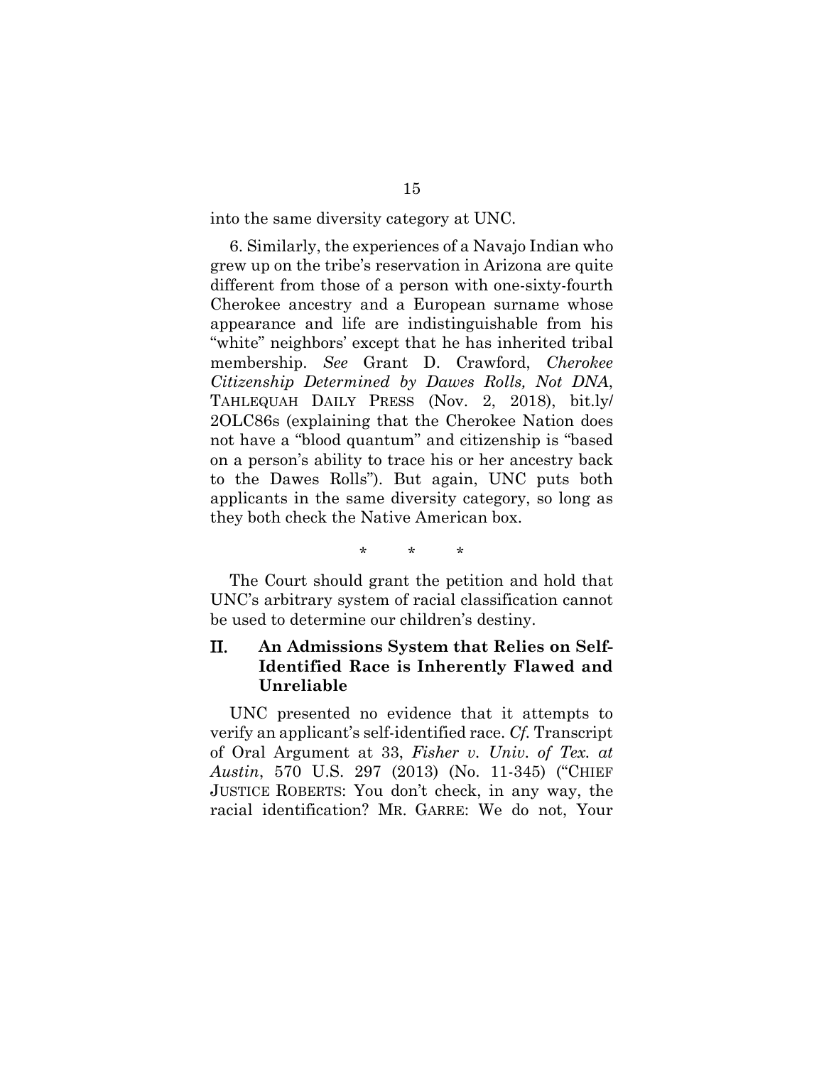into the same diversity category at UNC.

6. Similarly, the experiences of a Navajo Indian who grew up on the tribe's reservation in Arizona are quite different from those of a person with one-sixty-fourth Cherokee ancestry and a European surname whose appearance and life are indistinguishable from his "white" neighbors' except that he has inherited tribal membership. *See* Grant D. Crawford, *Cherokee Citizenship Determined by Dawes Rolls, Not DNA*, TAHLEQUAH DAILY PRESS (Nov. 2, 2018), bit.ly/2OLC86s (explaining that the Cherokee Nation does not have a "blood quantum" and citizenship is "based on a person's ability to trace his or her ancestry back to the Dawes Rolls"). But again, UNC puts both applicants in the same diversity category, so long as they both check the Native American box.

\* \* \*

The Court should grant the petition and hold that UNC's arbitrary system of racial classification cannot be used to determine our children's destiny.

## II. An Admissions System that Relies on Self-Identified Race is Inherently Flawed and Unreliable

UNC presented no evidence that it attempts to verify an applicant's self-identified race. *Cf.* Transcript of Oral Argument at 33, *Fisher v. Univ. of Tex. at Austin*, 570 U.S. 297 (2013) (No. 11-345) ("CHIEF JUSTICE ROBERTS: You don't check, in any way, the racial identification? MR. GARRE: We do not, Your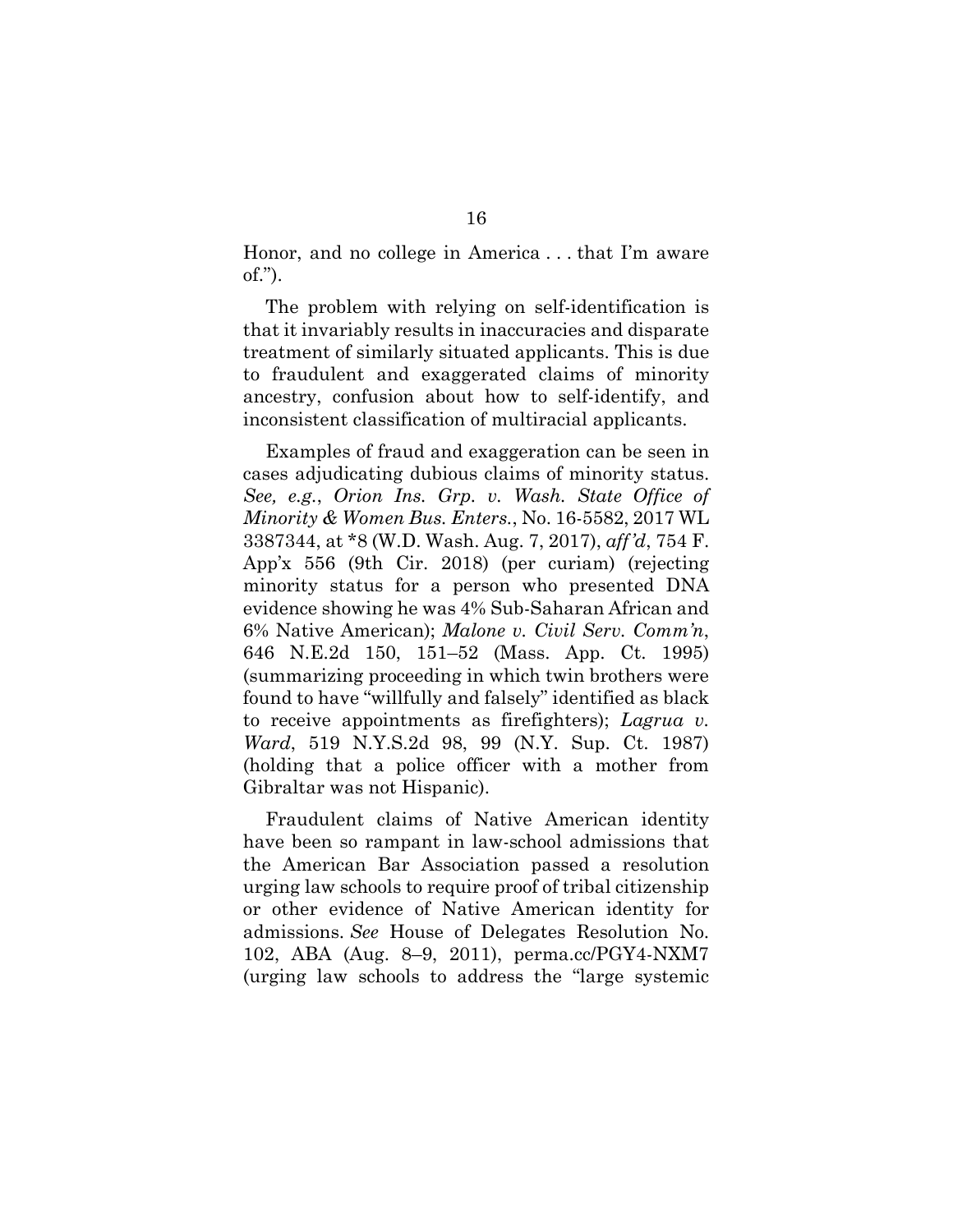Honor, and no college in America . . . that I'm aware of.").

The problem with relying on self-identification is that it invariably results in inaccuracies and disparate treatment of similarly situated applicants. This is due to fraudulent and exaggerated claims of minority ancestry, confusion about how to self-identify, and inconsistent classification of multiracial applicants.

Examples of fraud and exaggeration can be seen in cases adjudicating dubious claims of minority status. *See, e.g.*, *Orion Ins. Grp. v. Wash. State Office of Minority & Women Bus. Enters.*, No. 16-5582, 2017 WL 3387344, at *8 (W.D. Wash. Aug. 7, 2017), *aff'd*, 754 F. App'x 556 (9th Cir. 2018) (per curiam) (rejecting minority status for a person who presented DNA evidence showing he was 4% Sub-Saharan African and 6% Native American); *Malone v. Civil Serv. Comm'n*, 646 N.E.2d 150, 151–52 (Mass. App. Ct. 1995) (summarizing proceeding in which twin brothers were found to have "willfully and falsely" identified as black to receive appointments as firefighters); *Lagrua v. Ward*, 519 N.Y.S.2d 98, 99 (N.Y. Sup. Ct. 1987) (holding that a police officer with a mother from Gibraltar was not Hispanic).

Fraudulent claims of Native American identity have been so rampant in law-school admissions that the American Bar Association passed a resolution urging law schools to require proof of tribal citizenship or other evidence of Native American identity for admissions. *See* House of Delegates Resolution No. 102, ABA (Aug. 8–9, 2011), perma.cc/PGY4-NXM7 (urging law schools to address the "large systemic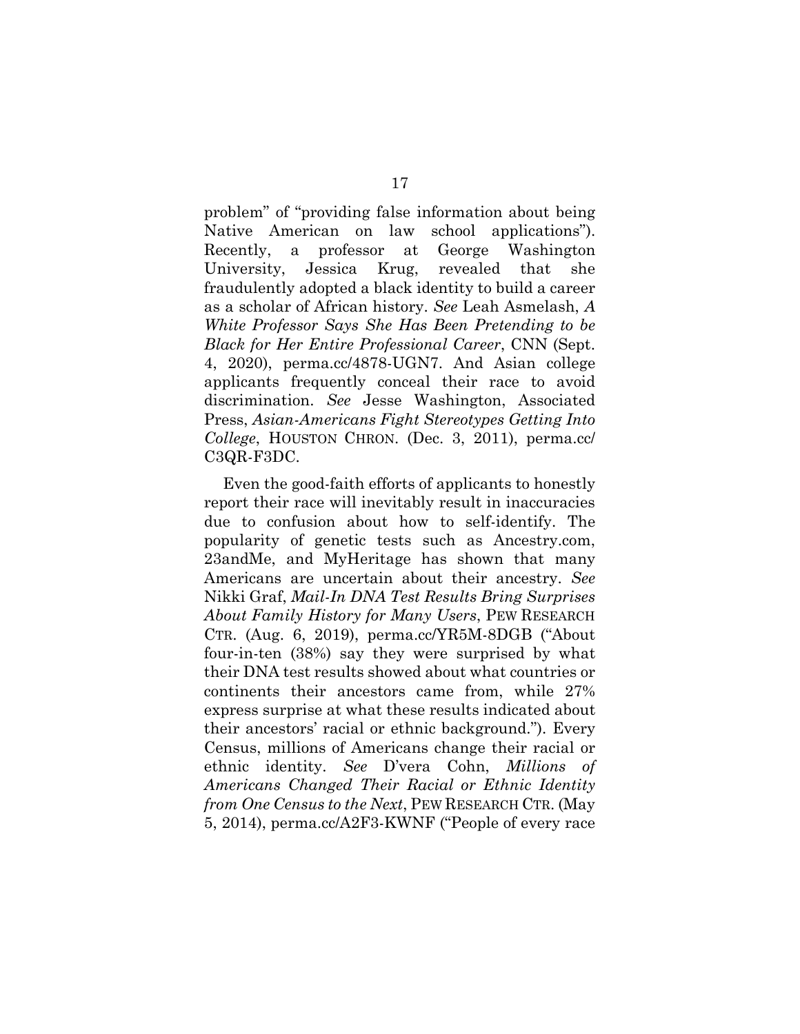problem" of "providing false information about being Native American on law school applications"). Recently, a professor at George Washington University, Jessica Krug, revealed that she fraudulently adopted a black identity to build a career as a scholar of African history. *See* Leah Asmelash, *A White Professor Says She Has Been Pretending to be Black for Her Entire Professional Career*, CNN (Sept. 4, 2020), perma.cc/4878-UGN7. And Asian college applicants frequently conceal their race to avoid discrimination. *See* Jesse Washington, Associated Press, *Asian-Americans Fight Stereotypes Getting Into College*, HOUSTON CHRON. (Dec. 3, 2011), perma.cc/C3QR-F3DC.

Even the good-faith efforts of applicants to honestly report their race will inevitably result in inaccuracies due to confusion about how to self-identify. The popularity of genetic tests such as Ancestry.com, 23andMe, and MyHeritage has shown that many Americans are uncertain about their ancestry. *See* Nikki Graf, *Mail-In DNA Test Results Bring Surprises About Family History for Many Users*, PEW RESEARCH CTR. (Aug. 6, 2019), perma.cc/YR5M-8DGB ("About four-in-ten (38%) say they were surprised by what their DNA test results showed about what countries or continents their ancestors came from, while 27% express surprise at what these results indicated about their ancestors' racial or ethnic background."). Every Census, millions of Americans change their racial or ethnic identity. *See* D'vera Cohn, *Millions of Americans Changed Their Racial or Ethnic Identity from One Census to the Next*, PEW RESEARCH CTR. (May 5, 2014), perma.cc/A2F3-KWNF ("People of every race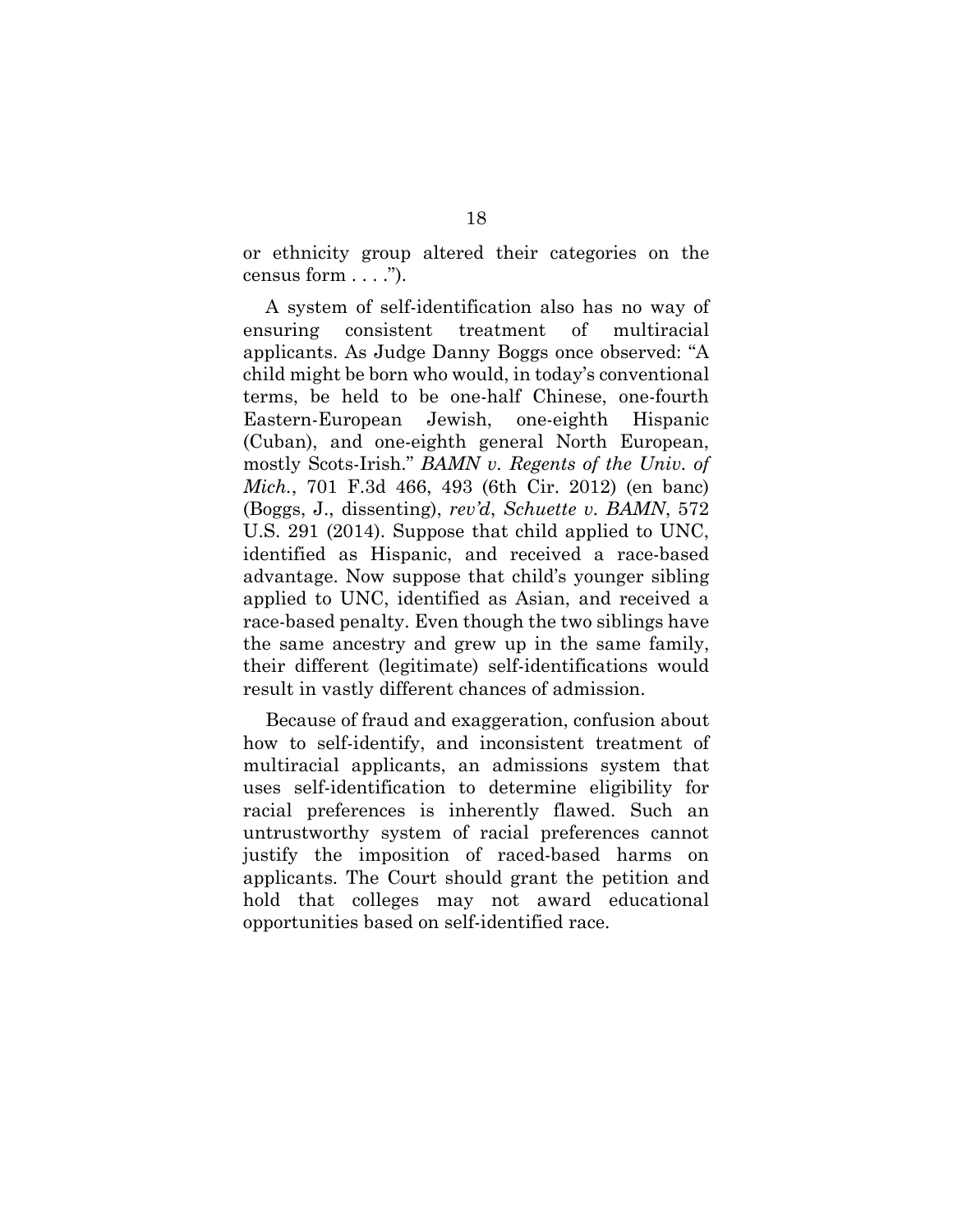or ethnicity group altered their categories on the census form . . . .").

A system of self-identification also has no way of ensuring consistent treatment of multiracial applicants. As Judge Danny Boggs once observed: "A child might be born who would, in today's conventional terms, be held to be one-half Chinese, one-fourth Eastern-European Jewish, one-eighth Hispanic (Cuban), and one-eighth general North European, mostly Scots-Irish." *BAMN v. Regents of the Univ. of Mich.*, 701 F.3d 466, 493 (6th Cir. 2012) (en banc) (Boggs, J., dissenting), *rev'd*, *Schuette v. BAMN*, 572 U.S. 291 (2014). Suppose that child applied to UNC, identified as Hispanic, and received a race-based advantage. Now suppose that child's younger sibling applied to UNC, identified as Asian, and received a race-based penalty. Even though the two siblings have the same ancestry and grew up in the same family, their different (legitimate) self-identifications would result in vastly different chances of admission.

Because of fraud and exaggeration, confusion about how to self-identify, and inconsistent treatment of multiracial applicants, an admissions system that uses self-identification to determine eligibility for racial preferences is inherently flawed. Such an untrustworthy system of racial preferences cannot justify the imposition of raced-based harms on applicants. The Court should grant the petition and hold that colleges may not award educational opportunities based on self-identified race.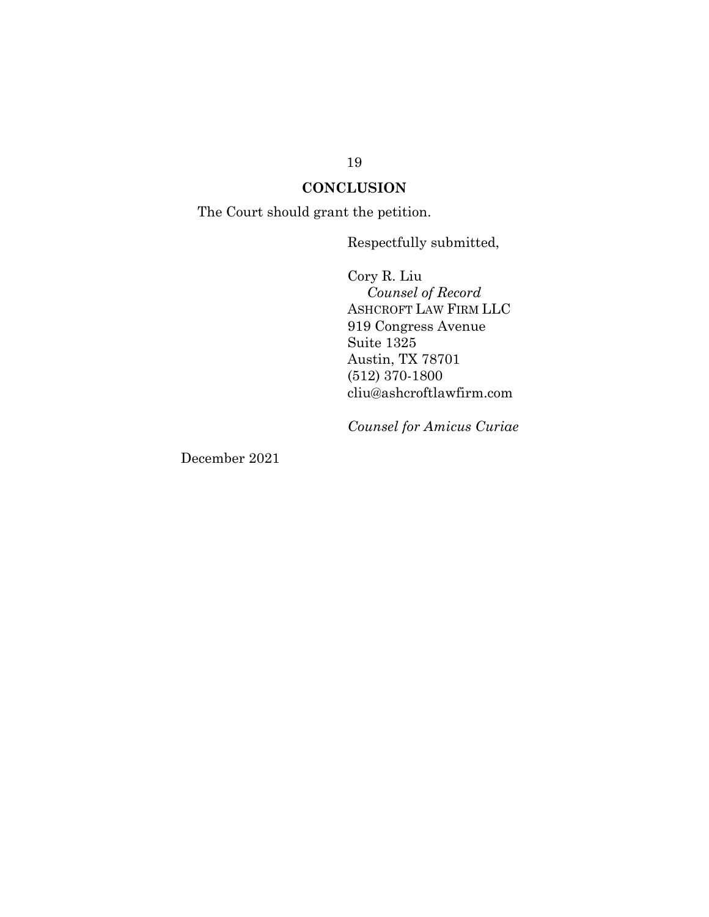## CONCLUSION

The Court should grant the petition.

Respectfully submitted,

Cory R. Liu
*Counsel of Record*
ASHCROFT LAW FIRM LLC
919 Congress Avenue
Suite 1325
Austin, TX 78701
(512) 370-1800
cliu@ashcroftlawfirm.com

*Counsel for Amicus Curiae*

December 2021